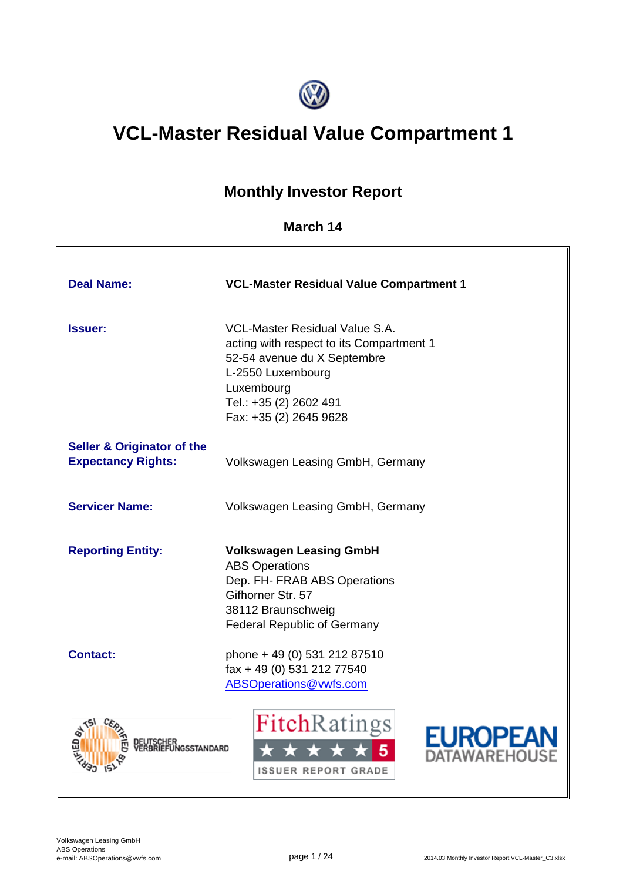# VCL-Master Residual Value Compartment 1

## Monthly Investor Report

### March 14

| | |
|---|---|
| **Deal Name:** | **VCL-Master Residual Value Compartment 1** |
| **Issuer:** | VCL-Master Residual Value S.A.<br>acting with respect to its Compartment 1<br>52-54 avenue du X Septembre<br>L-2550 Luxembourg<br>Luxembourg<br>Tel.: +35 (2) 2602 491<br>Fax: +35 (2) 2645 9628 |
| **Seller & Originator of the Expectancy Rights:** | Volkswagen Leasing GmbH, Germany |
| **Servicer Name:** | Volkswagen Leasing GmbH, Germany |
| **Reporting Entity:** | **Volkswagen Leasing GmbH**<br>ABS Operations<br>Dep. FH- FRAB ABS Operations<br>Gifhorner Str. 57<br>38112 Braunschweig<br>Federal Republic of Germany |
| **Contact:** | phone + 49 (0) 531 212 87510<br>fax + 49 (0) 531 212 77540<br>ABSOperations@vwfs.com |

CERTIFIED BY TSI — DEUTSCHER VERBRIEFUNGSSTANDARD

FitchRatings ★★★★★ 5 ISSUER REPORT GRADE

EUROPEAN DATAWAREHOUSE

Volkswagen Leasing GmbH
ABS Operations
e-mail: ABSOperations@vwfs.com

2014.03 Monthly Investor Report VCL-Master_C3.xlsx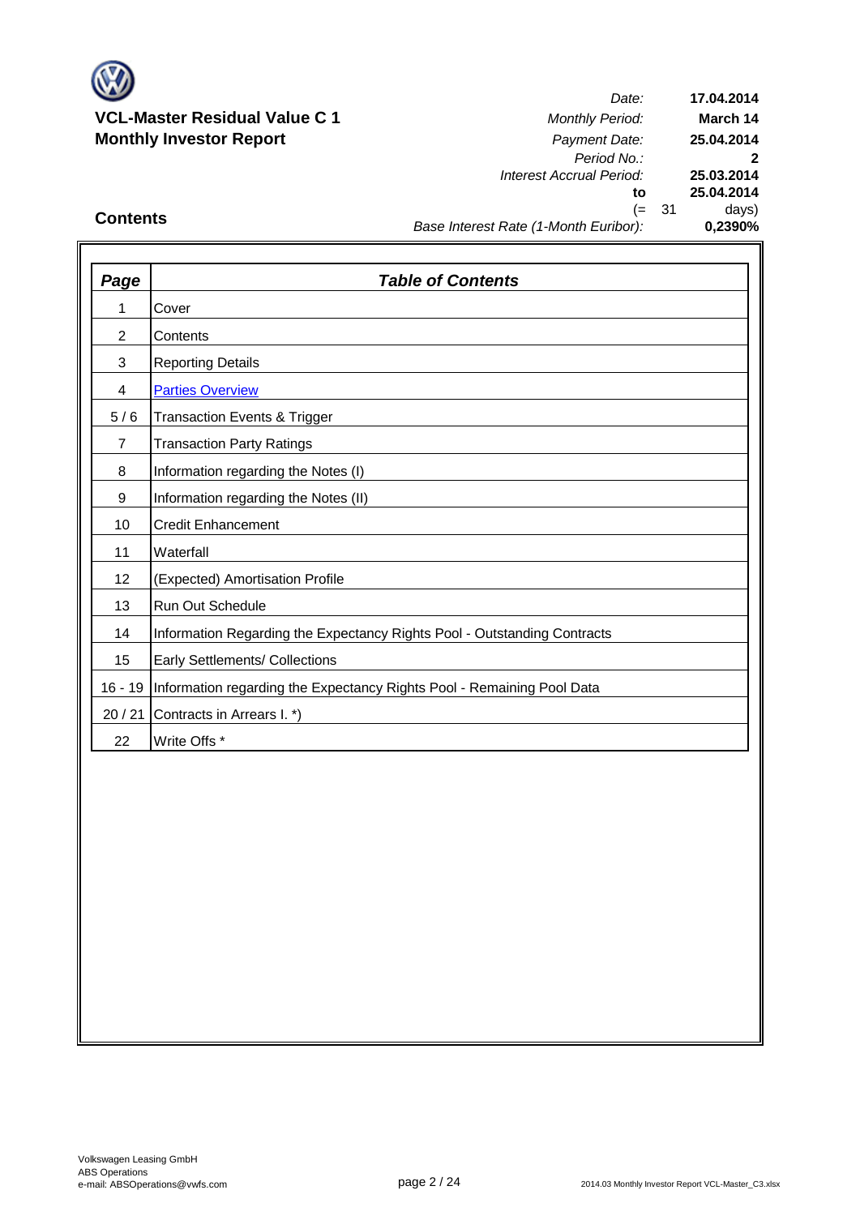**VCL-Master Residual Value C 1**
**Monthly Investor Report**

| | |
|---|---|
| *Date:* | **17.04.2014** |
| *Monthly Period:* | **March 14** |
| *Payment Date:* | **25.04.2014** |
| *Period No.:* | **2** |
| *Interest Accrual Period:* | **25.03.2014** |
| **to** | **25.04.2014** |
| (= 31 | days) |
| *Base Interest Rate (1-Month Euribor):* | **0,2390%** |

## Contents

| *Page* | *Table of Contents* |
|---|---|
| 1 | Cover |
| 2 | Contents |
| 3 | Reporting Details |
| 4 | Parties Overview |
| 5 / 6 | Transaction Events & Trigger |
| 7 | Transaction Party Ratings |
| 8 | Information regarding the Notes (I) |
| 9 | Information regarding the Notes (II) |
| 10 | Credit Enhancement |
| 11 | Waterfall |
| 12 | (Expected) Amortisation Profile |
| 13 | Run Out Schedule |
| 14 | Information Regarding the Expectancy Rights Pool - Outstanding Contracts |
| 15 | Early Settlements/ Collections |
| 16 - 19 | Information regarding the Expectancy Rights Pool - Remaining Pool Data |
| 20 / 21 | Contracts in Arrears I. *) |
| 22 | Write Offs * |

Volkswagen Leasing GmbH
ABS Operations
e-mail: ABSOperations@vwfs.com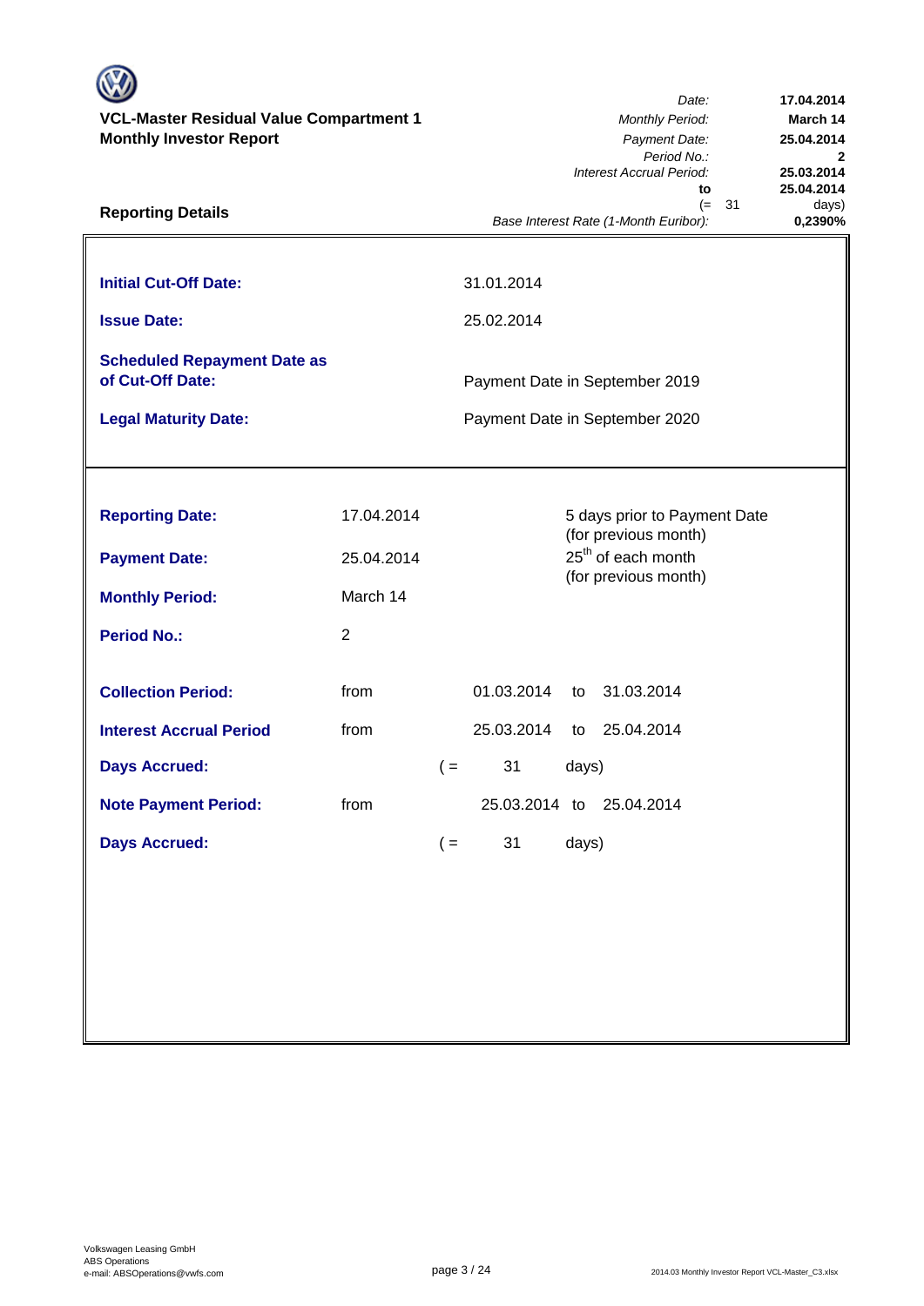**VCL-Master Residual Value Compartment 1**
**Monthly Investor Report**

| | |
|---|---|
| *Date:* | **17.04.2014** |
| *Monthly Period:* | **March 14** |
| *Payment Date:* | **25.04.2014** |
| *Period No.:* | **2** |
| *Interest Accrual Period:* | **25.03.2014** |
| **to** | **25.04.2014** |
| (= 31 | days) |
| *Base Interest Rate (1-Month Euribor):* | **0,2390%** |

## Reporting Details

| | |
|---|---|
| **Initial Cut-Off Date:** | 31.01.2014 |
| **Issue Date:** | 25.02.2014 |
| **Scheduled Repayment Date as of Cut-Off Date:** | Payment Date in September 2019 |
| **Legal Maturity Date:** | Payment Date in September 2020 |

| | | | | | |
|---|---|---|---|---|---|
| **Reporting Date:** | 17.04.2014 | | 5 days prior to Payment Date (for previous month) | | |
| **Payment Date:** | 25.04.2014 | | 25th of each month (for previous month) | | |
| **Monthly Period:** | March 14 | | | | |
| **Period No.:** | 2 | | | | |
| **Collection Period:** | from | 01.03.2014 | to | 31.03.2014 | |
| **Interest Accrual Period** | from | 25.03.2014 | to | 25.04.2014 | |
| **Days Accrued:** | | ( = | 31 | days) | |
| **Note Payment Period:** | from | 25.03.2014 | to | 25.04.2014 | |
| **Days Accrued:** | | ( = | 31 | days) | |

Volkswagen Leasing GmbH
ABS Operations
e-mail: ABSOperations@vwfs.com

2014.03 Monthly Investor Report VCL-Master_C3.xlsx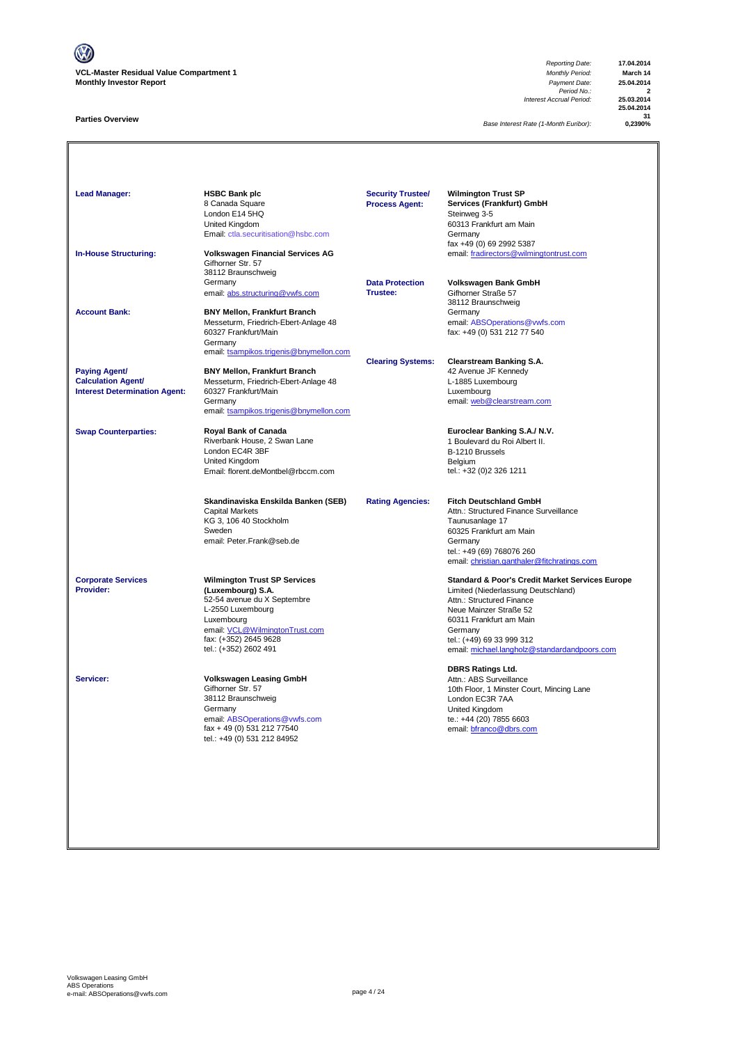**VCL-Master Residual Value Compartment 1**
**Monthly Investor Report**

| | |
|---|---|
| *Reporting Date:* | **17.04.2014** |
| *Monthly Period:* | **March 14** |
| *Payment Date:* | **25.04.2014** |
| *Period No.:* | **2** |
| *Interest Accrual Period:* | **25.03.2014** |
| | **25.04.2014** |
| | **31** |
| *Base Interest Rate (1-Month Euribor):* | **0,2390%** |

## Parties Overview

| | | | |
|---|---|---|---|
| **Lead Manager:** | **HSBC Bank plc**<br>8 Canada Square<br>London E14 5HQ<br>United Kingdom<br>Email: ctla.securitisation@hsbc.com | **Security Trustee/ Process Agent:** | **Wilmington Trust SP Services (Frankfurt) GmbH**<br>Steinweg 3-5<br>60313 Frankfurt am Main<br>Germany<br>fax +49 (0) 69 2992 5387<br>email: fradirectors@wilmingtontrust.com |
| **In-House Structuring:** | **Volkswagen Financial Services AG**<br>Gifhorner Str. 57<br>38112 Braunschweig<br>Germany<br>email: abs.structuring@vwfs.com | **Data Protection Trustee:** | **Volkswagen Bank GmbH**<br>Gifhorner Straße 57<br>38112 Braunschweig<br>Germany<br>email: ABSOperations@vwfs.com<br>fax: +49 (0) 531 212 77 540 |
| **Account Bank:** | **BNY Mellon, Frankfurt Branch**<br>Messeturm, Friedrich-Ebert-Anlage 48<br>60327 Frankfurt/Main<br>Germany<br>email: tsampikos.trigenis@bnymellon.com | **Clearing Systems:** | **Clearstream Banking S.A.**<br>42 Avenue JF Kennedy<br>L-1885 Luxembourg<br>Luxembourg<br>email: web@clearstream.com |
| **Paying Agent/ Calculation Agent/ Interest Determination Agent:** | **BNY Mellon, Frankfurt Branch**<br>Messeturm, Friedrich-Ebert-Anlage 48<br>60327 Frankfurt/Main<br>Germany<br>email: tsampikos.trigenis@bnymellon.com | | **Euroclear Banking S.A./ N.V.**<br>1 Boulevard du Roi Albert II.<br>B-1210 Brussels<br>Belgium<br>tel.: +32 (0)2 326 1211 |
| **Swap Counterparties:** | **Royal Bank of Canada**<br>Riverbank House, 2 Swan Lane<br>London EC4R 3BF<br>United Kingdom<br>Email: florent.deMontbel@rbccm.com | **Rating Agencies:** | **Fitch Deutschland GmbH**<br>Attn.: Structured Finance Surveillance<br>Taunusanlage 17<br>60325 Frankfurt am Main<br>Germany<br>tel.: +49 (69) 768076 260<br>email: christian.ganthaler@fitchratings.com |
| | **Skandinaviska Enskilda Banken (SEB)**<br>Capital Markets<br>KG 3, 106 40 Stockholm<br>Sweden<br>email: Peter.Frank@seb.de | | **Standard & Poor's Credit Market Services Europe** Limited (Niederlassung Deutschland)<br>Attn.: Structured Finance<br>Neue Mainzer Straße 52<br>60311 Frankfurt am Main<br>Germany<br>tel.: (+49) 69 33 999 312<br>email: michael.langholz@standardandpoors.com |
| **Corporate Services Provider:** | **Wilmington Trust SP Services (Luxembourg) S.A.**<br>52-54 avenue du X Septembre<br>L-2550 Luxembourg<br>Luxembourg<br>email: VCL@WilmingtonTrust.com<br>fax: (+352) 2645 9628<br>tel.: (+352) 2602 491 | | **DBRS Ratings Ltd.**<br>Attn.: ABS Surveillance<br>10th Floor, 1 Minster Court, Mincing Lane<br>London EC3R 7AA<br>United Kingdom<br>te.: +44 (20) 7855 6603<br>email: bfranco@dbrs.com |
| **Servicer:** | **Volkswagen Leasing GmbH**<br>Gifhorner Str. 57<br>38112 Braunschweig<br>Germany<br>email: ABSOperations@vwfs.com<br>fax + 49 (0) 531 212 77540<br>tel.: +49 (0) 531 212 84952 | | |

Volkswagen Leasing GmbH
ABS Operations
e-mail: ABSOperations@vwfs.com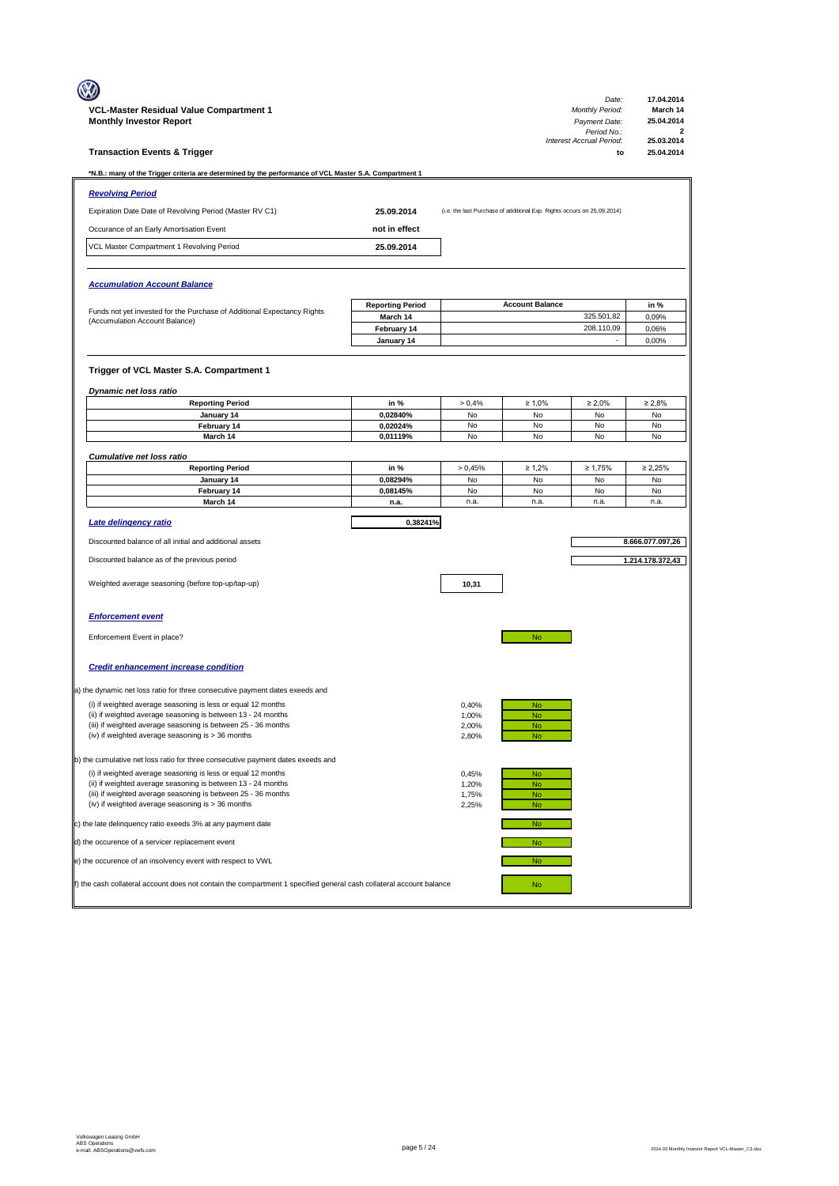**VCL-Master Residual Value Compartment 1**
**Monthly Investor Report**

| | |
|---|---|
| *Date:* | **17.04.2014** |
| *Monthly Period:* | **March 14** |
| *Payment Date:* | **25.04.2014** |
| *Period No.:* | **2** |
| *Interest Accrual Period:* | **25.03.2014** |
| **to** | **25.04.2014** |

**Transaction Events & Trigger**

***N.B.: many of the Trigger criteria are determined by the performance of VCL Master S.A. Compartment 1**

***Revolving Period***

| | | |
|---|---|---|
| Expiration Date Date of Revolving Period (Master RV C1) | **25.09.2014** | (i.e. the last Purchase of additional Exp. Rights occurs on 25.09.2014) |
| Occurance of an Early Amortisation Event | **not in effect** | |
| VCL Master Compartment 1 Revolving Period | **25.09.2014** | |

***Accumulation Account Balance***

Funds not yet invested for the Purchase of Additional Expectancy Rights (Accumulation Account Balance)

| Reporting Period | Account Balance | in % |
|---|---|---|
| March 14 | 325.501,82 | 0,09% |
| February 14 | 208.110,09 | 0,06% |
| January 14 | - | 0,00% |

**Trigger of VCL Master S.A. Compartment 1**

*Dynamic net loss ratio*

| Reporting Period | in % | > 0,4% | ≥ 1,0% | ≥ 2,0% | ≥ 2,8% |
|---|---|---|---|---|---|
| January 14 | 0,02840% | No | No | No | No |
| February 14 | 0,02024% | No | No | No | No |
| March 14 | 0,01119% | No | No | No | No |

*Cumulative net loss ratio*

| Reporting Period | in % | > 0,45% | ≥ 1,2% | ≥ 1,75% | ≥ 2,25% |
|---|---|---|---|---|---|
| January 14 | 0,08294% | No | No | No | No |
| February 14 | 0,08145% | No | No | No | No |
| March 14 | n.a. | n.a. | n.a. | n.a. | n.a. |

***Late delinquency ratio*** **0,38241%**

| | |
|---|---|
| Discounted balance of all initial and additional assets | 8.666.077.097,26 |
| Discounted balance as of the previous period | 1.214.178.372,43 |
| Weighted average seasoning (before top-up/tap-up) | 10,31 |

***Enforcement event***

Enforcement Event in place? No

***Credit enhancement increase condition***

a) the dynamic net loss ratio for three consecutive payment dates exeeds and

| | | |
|---|---|---|
| (i) if weighted average seasoning is less or equal 12 months | 0,40% | No |
| (ii) if weighted average seasoning is between 13 - 24 months | 1,00% | No |
| (iii) if weighted average seasoning is between 25 - 36 months | 2,00% | No |
| (iv) if weighted average seasoning is > 36 months | 2,80% | No |

b) the cumulative net loss ratio for three consecutive payment dates exeeds and

| | | |
|---|---|---|
| (i) if weighted average seasoning is less or equal 12 months | 0,45% | No |
| (ii) if weighted average seasoning is between 13 - 24 months | 1,20% | No |
| (iii) if weighted average seasoning is between 25 - 36 months | 1,75% | No |
| (iv) if weighted average seasoning is > 36 months | 2,25% | No |

c) the late delinquency ratio exeeds 3% at any payment date — No

d) the occurence of a servicer replacement event — No

e) the occurence of an insolvency event with respect to VWL — No

f) the cash collateral account does not contain the compartment 1 specified general cash collateral account balance — No

Volkswagen Leasing GmbH
ABS Operations
e-mail: ABSOperations@vwfs.com

2014.03 Monthly Investor Report VCL-Master_C3.xlsx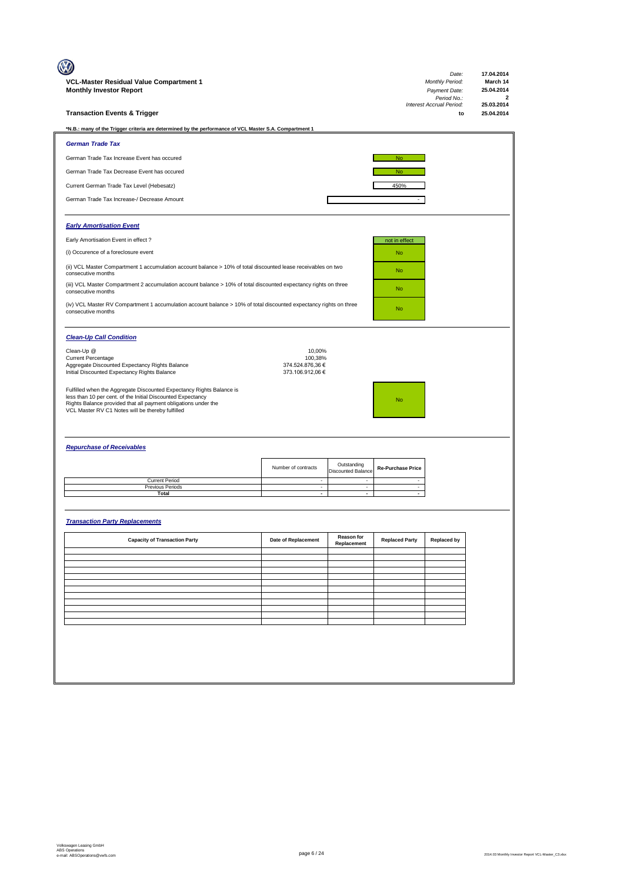**VCL-Master Residual Value Compartment 1**
**Monthly Investor Report**

| | |
|---|---|
| *Date:* | 17.04.2014 |
| *Monthly Period:* | March 14 |
| *Payment Date:* | 25.04.2014 |
| *Period No.:* | 2 |
| *Interest Accrual Period:* | 25.03.2014 |
| to | 25.04.2014 |

## Transaction Events & Trigger

***N.B.: many of the Trigger criteria are determined by the performance of VCL Master S.A. Compartment 1**

### *German Trade Tax*

| | |
|---|---|
| German Trade Tax Increase Event has occured | No |
| German Trade Tax Decrease Event has occured | No |
| Current German Trade Tax Level (Hebesatz) | 450% |
| German Trade Tax Increase-/ Decrease Amount | - |

### *Early Amortisation Event*

| | |
|---|---|
| Early Amortisation Event in effect ? | not in effect |
| (i) Occurence of a foreclosure event | No |
| (ii) VCL Master Compartment 1 accumulation account balance > 10% of total discounted lease receivables on two consecutive months | No |
| (iii) VCL Master Compartment 2 accumulation account balance > 10% of total discounted expectancy rights on three consecutive months | No |
| (iv) VCL Master RV Compartment 1 accumulation account balance > 10% of total discounted expectancy rights on three consecutive months | No |

### *Clean-Up Call Condition*

| | |
|---|---|
| Clean-Up @ | 10,00% |
| Current Percentage | 100,38% |
| Aggregate Discounted Expectancy Rights Balance | 374.524.876,36 € |
| Initial Discounted Expectancy Rights Balance | 373.106.912,06 € |

| | |
|---|---|
| Fulfilled when the Aggregate Discounted Expectancy Rights Balance is less than 10 per cent. of the Initial Discounted Expectancy Rights Balance provided that all payment obligations under the VCL Master RV C1 Notes will be thereby fulfilled | No |

### *Repurchase of Receivables*

| | Number of contracts | Outstanding Discounted Balance | Re-Purchase Price |
|---|---|---|---|
| Current Period | - | - | - |
| Previous Periods | - | - | - |
| **Total** | **-** | **-** | **-** |

### *Transaction Party Replacements*

| Capacity of Transaction Party | Date of Replacement | Reason for Replacement | Replaced Party | Replaced by |
|---|---|---|---|---|
| | | | | |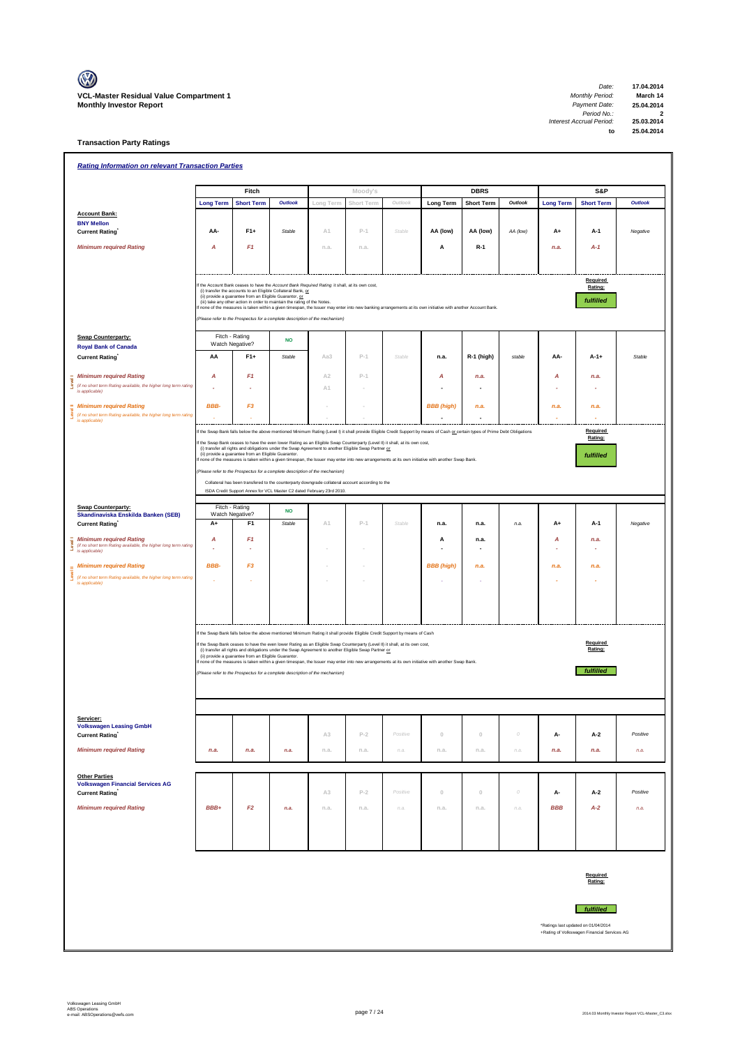**VCL-Master Residual Value Compartment 1**
**Monthly Investor Report**

| | |
|---|---|
| Date: | 17.04.2014 |
| Monthly Period: | March 14 |
| Payment Date: | 25.04.2014 |
| Period No.: | 2 |
| Interest Accrual Period: | 25.03.2014 |
| to | 25.04.2014 |

## Transaction Party Ratings

### Rating Information on relevant Transaction Parties

| | Fitch | | | Moody's | | | DBRS | | | S&P | | |
|---|---|---|---|---|---|---|---|---|---|---|---|---|
| | Long Term | Short Term | Outlook | Long Term | Short Term | Outlook | Long Term | Short Term | Outlook | Long Term | Short Term | Outlook |
| **Account Bank:** **BNY Mellon** | | | | | | | | | | | | |
| Current Rating* | AA- | F1+ | Stable | A1 | P-1 | Stable | AA (low) | AA (low) | AA (low) | A+ | A-1 | Negative |
| *Minimum required Rating* | A | F1 | | n.a. | n.a. | | A | R-1 | | n.a. | A-1 | |

If the Account Bank ceases to have the *Account Bank Required Rating* it shall, at its own cost,
(i) transfer the accounts to an Eligible Collateral Bank, or
(ii) provide a guarantee from an Eligible Guarantor, or
(iii) take any other action in order to maintain the rating of the Notes.
If none of the measures is taken within a given timespan, the Issuer may enter into new banking arrangements at its own initiative with another Account Bank.

*(Please refer to the Prospectus for a complete description of the mechanism)*

Required Rating: **fulfilled**

| | Fitch | | | Moody's | | | DBRS | | | S&P | | |
|---|---|---|---|---|---|---|---|---|---|---|---|---|
| **Swap Counterparty:** **Royal Bank of Canada** | Fitch - Rating Watch Negative? | | NO | | | | | | | | | |
| Current Rating* | AA | F1+ | Stable | Aa3 | P-1 | Stable | n.a. | R-1 (high) | stable | AA- | A-1+ | Stable |
| Level I *Minimum required Rating* | A | F1 | | A2 | P-1 | | A | n.a. | | A | n.a. | |
| *(If no short term Rating available, the higher long term rating is applicable)* | - | - | | A1 | - | | - | - | | - | - | |
| Level II *Minimum required Rating* | BBB- | F3 | | - | - | | BBB (high) | n.a. | | n.a. | n.a. | |
| *(If no short term Rating available, the higher long term rating is applicable)* | - | - | | - | - | | - | - | | - | - | |

If the Swap Bank falls below the above mentioned Minimum Rating (Level I) it shall provide Eligible Credit Support by means of Cash or certain types of Prime Debt Obligations
If the Swap Bank ceases to have the even lower Rating as an Eligible Swap Counterparty (Level II) it shall, at its own cost,
(i) transfer all rights and obligations under the Swap Agreement to another Eligible Swap Partner or
(ii) provide a guarantee from an Eligible Guarantor.
If none of the measures is taken within a given timespan, the Issuer may enter into new arrangements at its own initiative with another Swap Bank.

*(Please refer to the Prospectus for a complete description of the mechanism)*

Collateral has been transfered to the counterparty downgrade collateral account according to the ISDA Credit Support Annex for VCL Master C2 dated February 23rd 2010.

Required Rating: **fulfilled**

| | Fitch | | | Moody's | | | DBRS | | | S&P | | |
|---|---|---|---|---|---|---|---|---|---|---|---|---|
| **Swap Counterparty:** **Skandinaviska Enskilda Banken (SEB)** | Fitch - Rating Watch Negative? | | NO | | | | | | | | | |
| Current Rating* | A+ | F1 | Stable | A1 | P-1 | Stable | n.a. | n.a. | n.a. | A+ | A-1 | Negative |
| Level I *Minimum required Rating* | A | F1 | | | | | A | n.a. | | A | n.a. | |
| *(If no short term Rating available, the higher long term rating is applicable)* | - | - | | - | - | | - | - | | - | - | |
| Level II *Minimum required Rating* | BBB- | F3 | | - | - | | BBB (high) | n.a. | | n.a. | n.a. | |
| *(If no short term Rating available, the higher long term rating is applicable)* | - | - | | - | - | | - | - | | - | - | |

If the Swap Bank falls below the above mentioned Minimum Rating it shall provide Eligible Credit Support by means of Cash
If the Swap Bank ceases to have the even lower Rating as an Eligible Swap Counterparty (Level II) it shall, at its own cost,
(i) transfer all rights and obligations under the Swap Agreement to another Eligible Swap Partner or
(ii) provide a guarantee from an Eligible Guarantor.
If none of the measures is taken within a given timespan, the Issuer may enter into new arrangements at its own initiative with another Swap Bank.

*(Please refer to the Prospectus for a complete description of the mechanism)*

Required Rating: **fulfilled**

| | Fitch | | | Moody's | | | DBRS | | | S&P | | |
|---|---|---|---|---|---|---|---|---|---|---|---|---|
| **Servicer:** **Volkswagen Leasing GmbH** | | | | | | | | | | | | |
| Current Rating* | | | | A3 | P-2 | Positive | 0 | 0 | 0 | A- | A-2 | Positive |
| *Minimum required Rating* | n.a. | n.a. | n.a. | n.a. | n.a. | n.a. | n.a. | n.a. | n.a. | n.a. | n.a. | n.a. |
| **Other Parties** **Volkswagen Financial Services AG** | | | | | | | | | | | | |
| Current Rating* | | | | A3 | P-2 | Positive | 0 | 0 | 0 | A- | A-2 | Positive |
| *Minimum required Rating* | BBB+ | F2 | n.a. | n.a. | n.a. | n.a. | n.a. | n.a. | n.a. | BBB | A-2 | n.a. |

Required Rating: **fulfilled**

*Ratings last updated on 01/04/2014
+Rating of Volkswagen Financial Services AG

Volkswagen Leasing GmbH
ABS Operations
e-mail: ABSOperations@vwfs.com

2014 03 Monthly Investor Report VCL-Master_C3.xlsx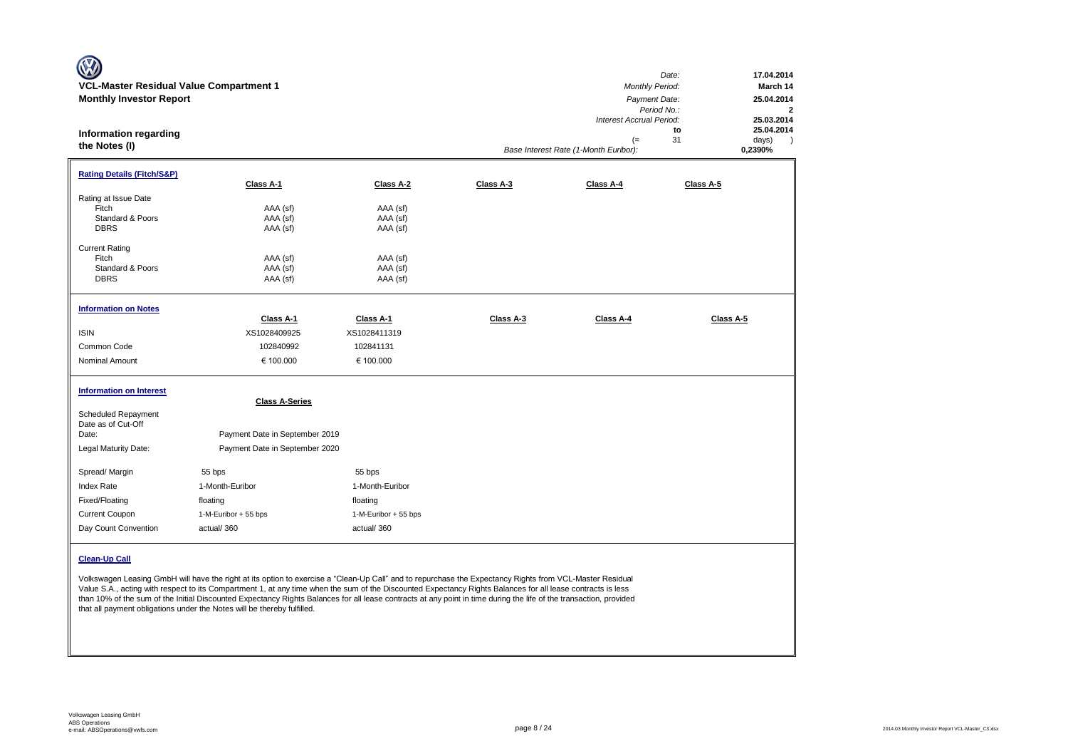**VCL-Master Residual Value Compartment 1**
**Monthly Investor Report**

**Information regarding the Notes (I)**

| | |
|---|---|
| *Date:* | **17.04.2014** |
| *Monthly Period:* | **March 14** |
| *Payment Date:* | **25.04.2014** |
| *Period No.:* | **2** |
| *Interest Accrual Period:* | **25.03.2014** |
| to | **25.04.2014** |
| (= 31 | days) |
| *Base Interest Rate (1-Month Euribor):* | **0,2390%** |

**Rating Details (Fitch/S&P)**

| | Class A-1 | Class A-2 | Class A-3 | Class A-4 | Class A-5 |
|---|---|---|---|---|---|
| Rating at Issue Date | | | | | |
| Fitch | AAA (sf) | AAA (sf) | | | |
| Standard & Poors | AAA (sf) | AAA (sf) | | | |
| DBRS | AAA (sf) | AAA (sf) | | | |
| Current Rating | | | | | |
| Fitch | AAA (sf) | AAA (sf) | | | |
| Standard & Poors | AAA (sf) | AAA (sf) | | | |
| DBRS | AAA (sf) | AAA (sf) | | | |

**Information on Notes**

| | Class A-1 | Class A-1 | Class A-3 | Class A-4 | Class A-5 |
|---|---|---|---|---|---|
| ISIN | XS1028409925 | XS1028411319 | | | |
| Common Code | 102840992 | 102841131 | | | |
| Nominal Amount | € 100.000 | € 100.000 | | | |

**Information on Interest**

| | Class A-Series | |
|---|---|---|
| Scheduled Repayment Date as of Cut-Off Date: | Payment Date in September 2019 | |
| Legal Maturity Date: | Payment Date in September 2020 | |
| Spread/ Margin | 55 bps | 55 bps |
| Index Rate | 1-Month-Euribor | 1-Month-Euribor |
| Fixed/Floating | floating | floating |
| Current Coupon | 1-M-Euribor + 55 bps | 1-M-Euribor + 55 bps |
| Day Count Convention | actual/ 360 | actual/ 360 |

**Clean-Up Call**

Volkswagen Leasing GmbH will have the right at its option to exercise a "Clean-Up Call" and to repurchase the Expectancy Rights from VCL-Master Residual Value S.A., acting with respect to its Compartment 1, at any time when the sum of the Discounted Expectancy Rights Balances for all lease contracts is less than 10% of the sum of the Initial Discounted Expectancy Rights Balances for all lease contracts at any point in time during the life of the transaction, provided that all payment obligations under the Notes will be thereby fulfilled.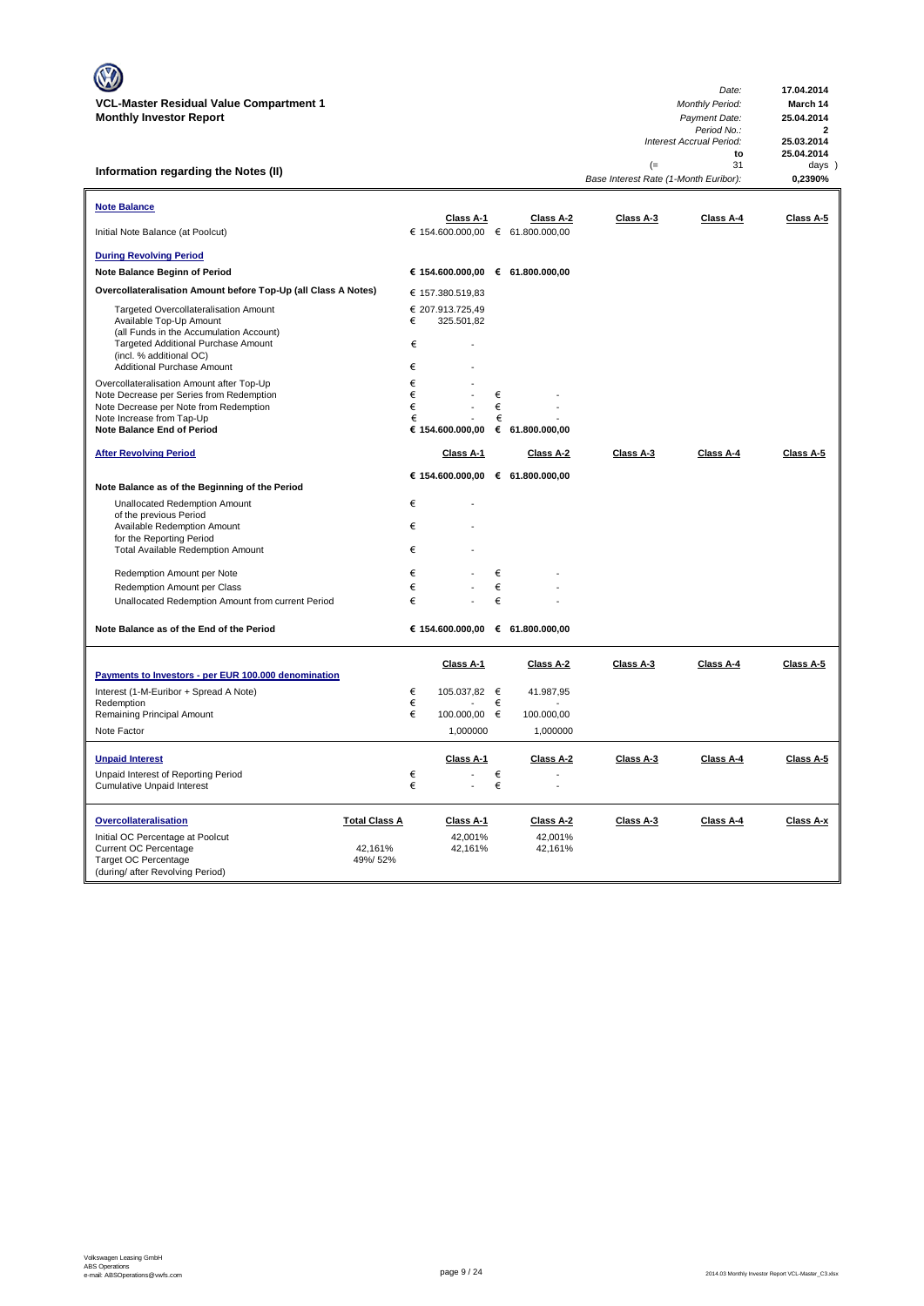# VCL-Master Residual Value Compartment 1
## Monthly Investor Report

| | |
|---|---|
| Date: | 17.04.2014 |
| Monthly Period: | March 14 |
| Payment Date: | 25.04.2014 |
| Period No.: | 2 |
| Interest Accrual Period: | 25.03.2014 |
| to | 25.04.2014 |
| (= 31 | days ) |
| Base Interest Rate (1-Month Euribor): | 0,2390% |

## Information regarding the Notes (II)

| **Note Balance** | | Class A-1 | Class A-2 | Class A-3 | Class A-4 | Class A-5 |
|---|---|---|---|---|---|---|
| Initial Note Balance (at Poolcut) | | € 154.600.000,00 | € 61.800.000,00 | | | |
| **During Revolving Period** | | | | | | |
| **Note Balance Beginn of Period** | | € 154.600.000,00 | € 61.800.000,00 | | | |
| **Overcollateralisation Amount before Top-Up (all Class A Notes)** | | € 157.380.519,83 | | | | |
| Targeted Overcollateralisation Amount | | € 207.913.725,49 | | | | |
| Available Top-Up Amount (all Funds in the Accumulation Account) | | € 325.501,82 | | | | |
| Targeted Additional Purchase Amount (incl. % additional OC) | | € - | | | | |
| Additional Purchase Amount | | € - | | | | |
| Overcollateralisation Amount after Top-Up | | € - | | | | |
| Note Decrease per Series from Redemption | | € - | € - | | | |
| Note Decrease per Note from Redemption | | € - | € - | | | |
| Note Increase from Tap-Up | | € - | € - | | | |
| **Note Balance End of Period** | | € 154.600.000,00 | € 61.800.000,00 | | | |
| **After Revolving Period** | | Class A-1 | Class A-2 | Class A-3 | Class A-4 | Class A-5 |
| **Note Balance as of the Beginning of the Period** | | € 154.600.000,00 | € 61.800.000,00 | | | |
| Unallocated Redemption Amount of the previous Period | | € - | | | | |
| Available Redemption Amount for the Reporting Period | | € - | | | | |
| Total Available Redemption Amount | | € - | | | | |
| Redemption Amount per Note | | € - | € - | | | |
| Redemption Amount per Class | | € - | € - | | | |
| Unallocated Redemption Amount from current Period | | € - | € - | | | |
| **Note Balance as of the End of the Period** | | € 154.600.000,00 | € 61.800.000,00 | | | |

| **Payments to Investors - per EUR 100.000 denomination** | Class A-1 | Class A-2 | Class A-3 | Class A-4 | Class A-5 |
|---|---|---|---|---|---|
| Interest (1-M-Euribor + Spread A Note) | € 105.037,82 | € 41.987,95 | | | |
| Redemption | € - | € - | | | |
| Remaining Principal Amount | € 100.000,00 | € 100.000,00 | | | |
| Note Factor | 1,000000 | 1,000000 | | | |

| **Unpaid Interest** | Class A-1 | Class A-2 | Class A-3 | Class A-4 | Class A-5 |
|---|---|---|---|---|---|
| Unpaid Interest of Reporting Period | € - | € - | | | |
| Cumulative Unpaid Interest | € - | € - | | | |

| **Overcollateralisation** | Total Class A | Class A-1 | Class A-2 | Class A-3 | Class A-4 | Class A-x |
|---|---|---|---|---|---|---|
| Initial OC Percentage at Poolcut | | 42,001% | 42,001% | | | |
| Current OC Percentage | 42,161% | 42,161% | 42,161% | | | |
| Target OC Percentage (during/ after Revolving Period) | 49%/ 52% | | | | | |

Volkswagen Leasing GmbH
ABS Operations
e-mail: ABSOperations@vwfs.com

2014.03 Monthly Investor Report VCL-Master_C3.xlsx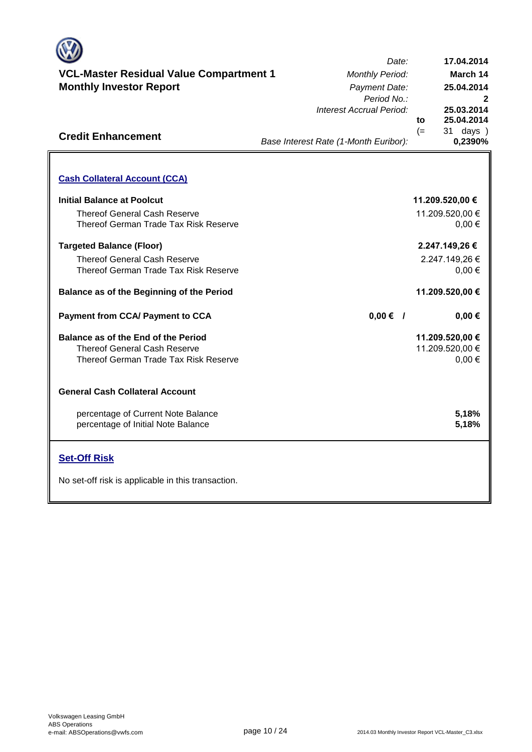# VCL-Master Residual Value Compartment 1

## Monthly Investor Report

| | |
|---|---|
| *Date:* | **17.04.2014** |
| *Monthly Period:* | **March 14** |
| *Payment Date:* | **25.04.2014** |
| *Period No.:* | **2** |
| *Interest Accrual Period:* | **25.03.2014** |
| **to** | **25.04.2014** |
| (= | 31 days ) |
| *Base Interest Rate (1-Month Euribor):* | **0,2390%** |

## Credit Enhancement

### Cash Collateral Account (CCA)

| | | |
|---|---|---|
| **Initial Balance at Poolcut** | | **11.209.520,00 €** |
| Thereof General Cash Reserve | | 11.209.520,00 € |
| Thereof German Trade Tax Risk Reserve | | 0,00 € |
| **Targeted Balance (Floor)** | | **2.247.149,26 €** |
| Thereof General Cash Reserve | | 2.247.149,26 € |
| Thereof German Trade Tax Risk Reserve | | 0,00 € |
| **Balance as of the Beginning of the Period** | | **11.209.520,00 €** |
| **Payment from CCA/ Payment to CCA** | **0,00 € /** | **0,00 €** |
| **Balance as of the End of the Period** | | **11.209.520,00 €** |
| Thereof General Cash Reserve | | 11.209.520,00 € |
| Thereof German Trade Tax Risk Reserve | | 0,00 € |

**General Cash Collateral Account**

| | |
|---|---|
| percentage of Current Note Balance | **5,18%** |
| percentage of Initial Note Balance | **5,18%** |

### Set-Off Risk

No set-off risk is applicable in this transaction.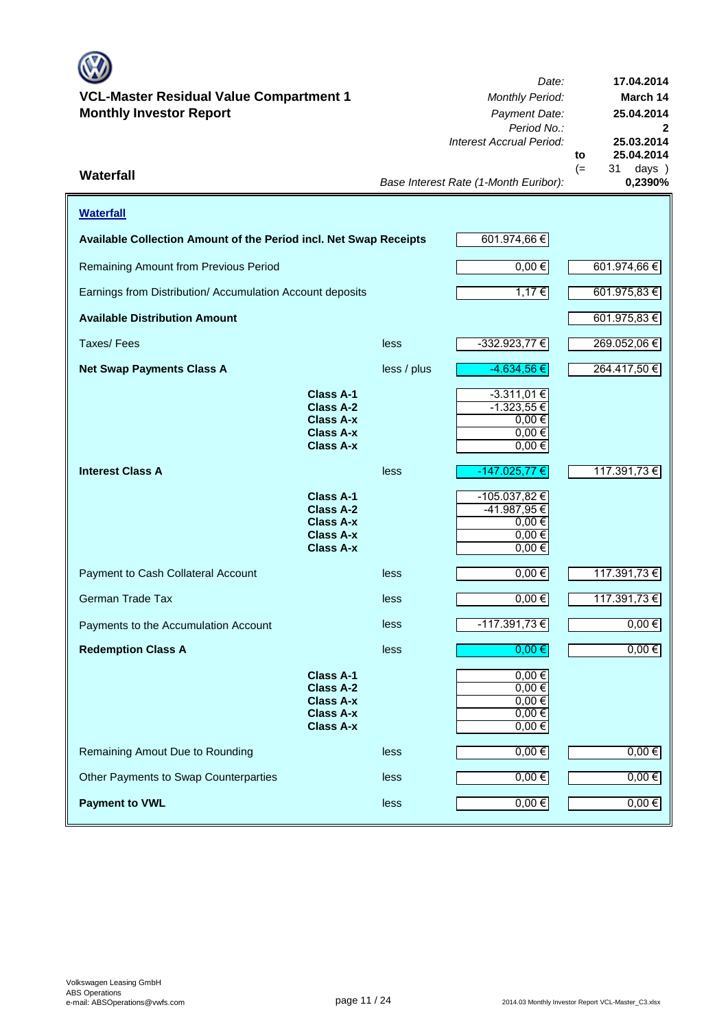**VCL-Master Residual Value Compartment 1**
**Monthly Investor Report**

| | |
|---|---|
| *Date:* | **17.04.2014** |
| *Monthly Period:* | **March 14** |
| *Payment Date:* | **25.04.2014** |
| *Period No.:* | **2** |
| *Interest Accrual Period:* | **25.03.2014** |
| **to** | **25.04.2014** |
| (= | 31 days ) |
| *Base Interest Rate (1-Month Euribor):* | **0,2390%** |

## Waterfall

**Waterfall**

| | | | | |
|---|---|---|---|---|
| **Available Collection Amount of the Period incl. Net Swap Receipts** | | | 601.974,66 € | |
| Remaining Amount from Previous Period | | | 0,00 € | 601.974,66 € |
| Earnings from Distribution/ Accumulation Account deposits | | | 1,17 € | 601.975,83 € |
| **Available Distribution Amount** | | | | 601.975,83 € |
| Taxes/ Fees | | less | -332.923,77 € | 269.052,06 € |
| **Net Swap Payments Class A** | | less / plus | -4.634,56 € | 264.417,50 € |
| | **Class A-1** | | -3.311,01 € | |
| | **Class A-2** | | -1.323,55 € | |
| | **Class A-x** | | 0,00 € | |
| | **Class A-x** | | 0,00 € | |
| | **Class A-x** | | 0,00 € | |
| **Interest Class A** | | less | -147.025,77 € | 117.391,73 € |
| | **Class A-1** | | -105.037,82 € | |
| | **Class A-2** | | -41.987,95 € | |
| | **Class A-x** | | 0,00 € | |
| | **Class A-x** | | 0,00 € | |
| | **Class A-x** | | 0,00 € | |
| Payment to Cash Collateral Account | | less | 0,00 € | 117.391,73 € |
| German Trade Tax | | less | 0,00 € | 117.391,73 € |
| Payments to the Accumulation Account | | less | -117.391,73 € | 0,00 € |
| **Redemption Class A** | | less | 0,00 € | 0,00 € |
| | **Class A-1** | | 0,00 € | |
| | **Class A-2** | | 0,00 € | |
| | **Class A-x** | | 0,00 € | |
| | **Class A-x** | | 0,00 € | |
| | **Class A-x** | | 0,00 € | |
| Remaining Amout Due to Rounding | | less | 0,00 € | 0,00 € |
| Other Payments to Swap Counterparties | | less | 0,00 € | 0,00 € |
| **Payment to VWL** | | less | 0,00 € | 0,00 € |

Volkswagen Leasing GmbH
ABS Operations
e-mail: ABSOperations@vwfs.com

2014.03 Monthly Investor Report VCL-Master_C3.xlsx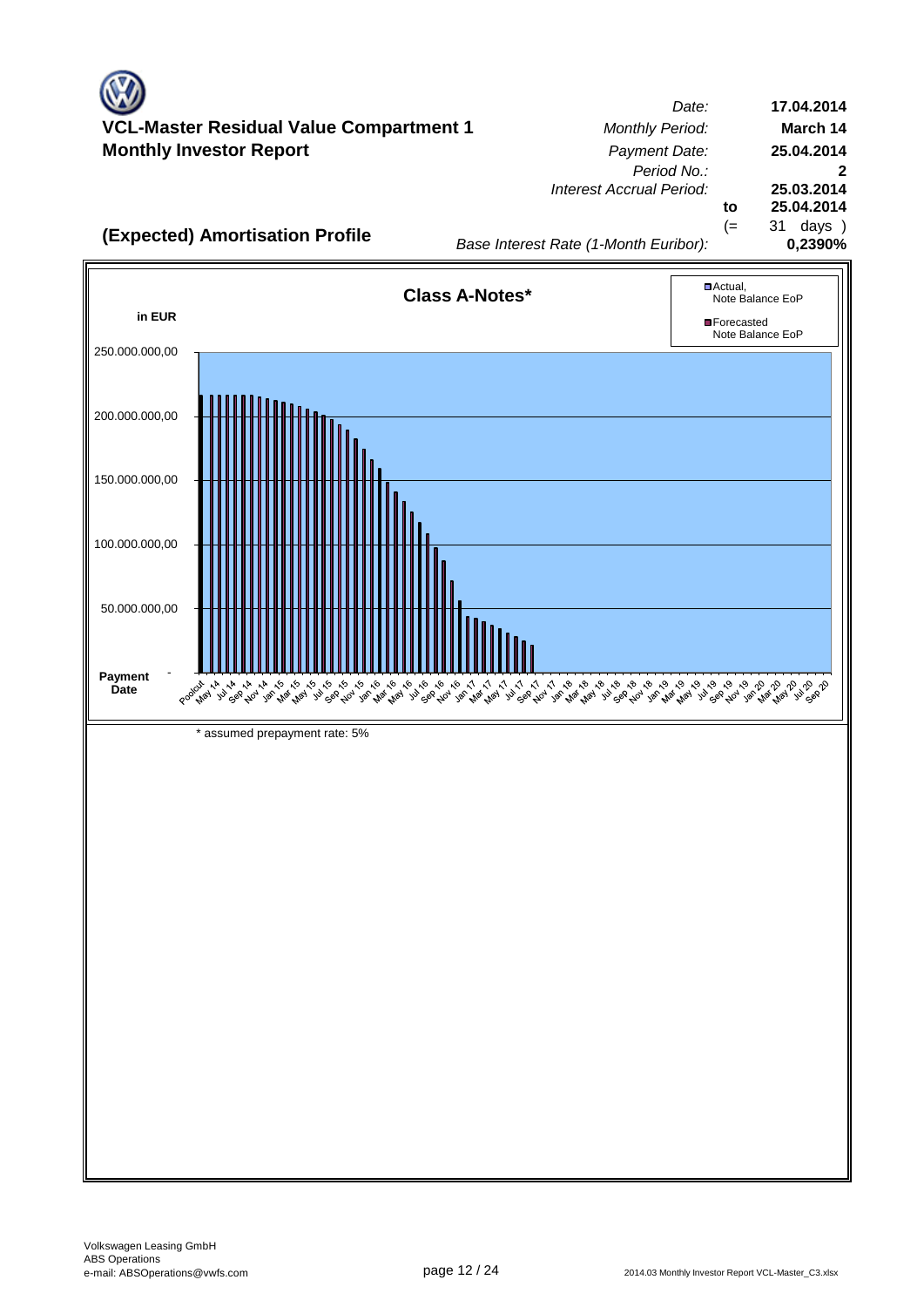**VCL-Master Residual Value Compartment 1**
**Monthly Investor Report**

| | | |
|---|---|---|
| *Date:* | | **17.04.2014** |
| *Monthly Period:* | | **March 14** |
| *Payment Date:* | | **25.04.2014** |
| *Period No.:* | | **2** |
| *Interest Accrual Period:* | | **25.03.2014** |
| | **to** | **25.04.2014** |
| | (= | 31 days ) |
| *Base Interest Rate (1-Month Euribor):* | | **0,2390%** |

## (Expected) Amortisation Profile

**Class A-Notes***

in EUR

Legend: Actual, Note Balance EoP; Forecasted Note Balance EoP

Y-axis: 250.000.000,00; 200.000.000,00; 150.000.000,00; 100.000.000,00; 50.000.000,00; -

Payment Date: Poolcut, May 14, Jul 14, Sep 14, Nov 14, Jan 15, Mar 15, May 15, Jul 15, Sep 15, Nov 15, Jan 16, Mar 16, May 16, Jul 16, Sep 16, Nov 16, Jan 17, Mar 17, May 17, Jul 17, Sep 17, Nov 17, Jan 18, Mar 18, May 18, Jul 18, Sep 18, Nov 18, Jan 19, Mar 19, May 19, Jul 19, Sep 19, Nov 19, Jan 20, Mar 20, May 20, Jul 20, Sep 20

* assumed prepayment rate: 5%

Volkswagen Leasing GmbH
ABS Operations
e-mail: ABSOperations@vwfs.com

2014.03 Monthly Investor Report VCL-Master_C3.xlsx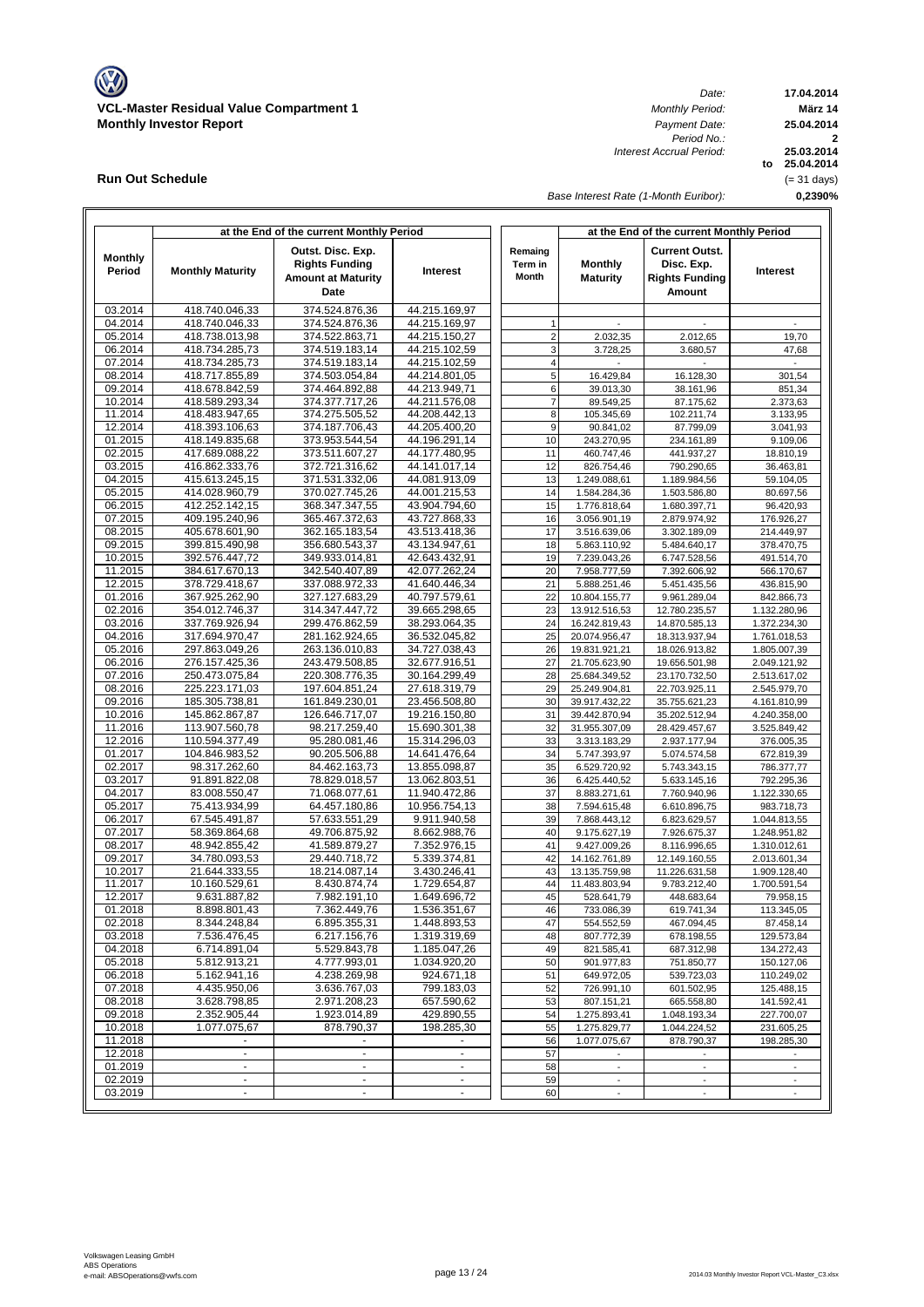**VCL-Master Residual Value Compartment 1**
**Monthly Investor Report**

| | |
|---|---|
| *Date:* | **17.04.2014** |
| *Monthly Period:* | **März 14** |
| *Payment Date:* | **25.04.2014** |
| *Period No.:* | **2** |
| *Interest Accrual Period:* | **25.03.2014** |
| to | **25.04.2014** |
| | (= 31 days) |
| *Base Interest Rate (1-Month Euribor):* | **0,2390%** |

## Run Out Schedule

| at the End of the current Monthly Period | | | | | at the End of the current Monthly Period | | |
|---|---|---|---|---|---|---|---|
| **Monthly Period** | **Monthly Maturity** | **Outst. Disc. Exp. Rights Funding Amount at Maturity Date** | **Interest** | **Remaing Term in Month** | **Monthly Maturity** | **Current Outst. Disc. Exp. Rights Funding Amount** | **Interest** |
| 03.2014 | 418.740.046,33 | 374.524.876,36 | 44.215.169,97 | | | | |
| 04.2014 | 418.740.046,33 | 374.524.876,36 | 44.215.169,97 | 1 | - | - | - |
| 05.2014 | 418.738.013,98 | 374.522.863,71 | 44.215.150,27 | 2 | 2.032,35 | 2.012,65 | 19,70 |
| 06.2014 | 418.734.285,73 | 374.519.183,14 | 44.215.102,59 | 3 | 3.728,25 | 3.680,57 | 47,68 |
| 07.2014 | 418.734.285,73 | 374.519.183,14 | 44.215.102,59 | 4 | - | - | - |
| 08.2014 | 418.717.855,89 | 374.503.054,84 | 44.214.801,05 | 5 | 16.429,84 | 16.128,30 | 301,54 |
| 09.2014 | 418.678.842,59 | 374.464.892,88 | 44.213.949,71 | 6 | 39.013,30 | 38.161,96 | 851,34 |
| 10.2014 | 418.589.293,34 | 374.377.717,26 | 44.211.576,08 | 7 | 89.549,25 | 87.175,62 | 2.373,63 |
| 11.2014 | 418.483.947,65 | 374.275.505,52 | 44.208.442,13 | 8 | 105.345,69 | 102.211,74 | 3.133,95 |
| 12.2014 | 418.393.106,63 | 374.187.706,43 | 44.205.400,20 | 9 | 90.841,02 | 87.799,09 | 3.041,93 |
| 01.2015 | 418.149.835,68 | 373.953.544,54 | 44.196.291,14 | 10 | 243.270,95 | 234.161,89 | 9.109,06 |
| 02.2015 | 417.689.088,22 | 373.511.607,27 | 44.177.480,95 | 11 | 460.747,46 | 441.937,27 | 18.810,19 |
| 03.2015 | 416.862.333,76 | 372.721.316,62 | 44.141.017,14 | 12 | 826.754,46 | 790.290,65 | 36.463,81 |
| 04.2015 | 415.613.245,15 | 371.531.332,06 | 44.081.913,09 | 13 | 1.249.088,61 | 1.189.984,56 | 59.104,05 |
| 05.2015 | 414.028.960,79 | 370.027.745,26 | 44.001.215,53 | 14 | 1.584.284,36 | 1.503.586,80 | 80.697,56 |
| 06.2015 | 412.252.142,15 | 368.347.347,55 | 43.904.794,60 | 15 | 1.776.818,64 | 1.680.397,71 | 96.420,93 |
| 07.2015 | 409.195.240,96 | 365.467.372,63 | 43.727.868,33 | 16 | 3.056.901,19 | 2.879.974,92 | 176.926,27 |
| 08.2015 | 405.678.601,90 | 362.165.183,54 | 43.513.418,36 | 17 | 3.516.639,06 | 3.302.189,09 | 214.449,97 |
| 09.2015 | 399.815.490,98 | 356.680.543,37 | 43.134.947,61 | 18 | 5.863.110,92 | 5.484.640,17 | 378.470,75 |
| 10.2015 | 392.576.447,72 | 349.933.014,81 | 42.643.432,91 | 19 | 7.239.043,26 | 6.747.528,56 | 491.514,70 |
| 11.2015 | 384.617.670,13 | 342.540.407,89 | 42.077.262,24 | 20 | 7.958.777,59 | 7.392.606,92 | 566.170,67 |
| 12.2015 | 378.729.418,67 | 337.088.972,33 | 41.640.446,34 | 21 | 5.888.251,46 | 5.451.435,56 | 436.815,90 |
| 01.2016 | 367.925.262,90 | 327.127.683,29 | 40.797.579,61 | 22 | 10.804.155,77 | 9.961.289,04 | 842.866,73 |
| 02.2016 | 354.012.746,37 | 314.347.447,72 | 39.665.298,65 | 23 | 13.912.516,53 | 12.780.235,57 | 1.132.280,96 |
| 03.2016 | 337.769.926,94 | 299.476.862,59 | 38.293.064,35 | 24 | 16.242.819,43 | 14.870.585,13 | 1.372.234,30 |
| 04.2016 | 317.694.970,47 | 281.162.924,65 | 36.532.045,82 | 25 | 20.074.956,47 | 18.313.937,94 | 1.761.018,53 |
| 05.2016 | 297.863.049,26 | 263.136.010,83 | 34.727.038,43 | 26 | 19.831.921,21 | 18.026.913,82 | 1.805.007,39 |
| 06.2016 | 276.157.425,36 | 243.479.508,85 | 32.677.916,51 | 27 | 21.705.623,90 | 19.656.501,98 | 2.049.121,92 |
| 07.2016 | 250.473.075,84 | 220.308.776,35 | 30.164.299,49 | 28 | 25.684.349,52 | 23.170.732,50 | 2.513.617,02 |
| 08.2016 | 225.223.171,03 | 197.604.851,24 | 27.618.319,79 | 29 | 25.249.904,81 | 22.703.925,11 | 2.545.979,70 |
| 09.2016 | 185.305.738,81 | 161.849.230,01 | 23.456.508,80 | 30 | 39.917.432,22 | 35.755.621,23 | 4.161.810,99 |
| 10.2016 | 145.862.867,87 | 126.646.717,07 | 19.216.150,80 | 31 | 39.442.870,94 | 35.202.512,94 | 4.240.358,00 |
| 11.2016 | 113.907.560,78 | 98.217.259,40 | 15.690.301,38 | 32 | 31.955.307,09 | 28.429.457,67 | 3.525.849,42 |
| 12.2016 | 110.594.377,49 | 95.280.081,46 | 15.314.296,03 | 33 | 3.313.183,29 | 2.937.177,94 | 376.005,35 |
| 01.2017 | 104.846.983,52 | 90.205.506,88 | 14.641.476,64 | 34 | 5.747.393,97 | 5.074.574,58 | 672.819,39 |
| 02.2017 | 98.317.262,60 | 84.462.163,73 | 13.855.098,87 | 35 | 6.529.720,92 | 5.743.343,15 | 786.377,77 |
| 03.2017 | 91.891.822,08 | 78.829.018,57 | 13.062.803,51 | 36 | 6.425.440,52 | 5.633.145,16 | 792.295,36 |
| 04.2017 | 83.008.550,47 | 71.068.077,61 | 11.940.472,86 | 37 | 8.883.271,61 | 7.760.940,96 | 1.122.330,65 |
| 05.2017 | 75.413.934,99 | 64.457.180,86 | 10.956.754,13 | 38 | 7.594.615,48 | 6.610.896,75 | 983.718,73 |
| 06.2017 | 67.545.491,87 | 57.633.551,29 | 9.911.940,58 | 39 | 7.868.443,12 | 6.823.629,57 | 1.044.813,55 |
| 07.2017 | 58.369.864,68 | 49.706.875,92 | 8.662.988,76 | 40 | 9.175.627,19 | 7.926.675,37 | 1.248.951,82 |
| 08.2017 | 48.942.855,42 | 41.589.879,27 | 7.352.976,15 | 41 | 9.427.009,26 | 8.116.996,65 | 1.310.012,61 |
| 09.2017 | 34.780.093,53 | 29.440.718,72 | 5.339.374,81 | 42 | 14.162.761,89 | 12.149.160,55 | 2.013.601,34 |
| 10.2017 | 21.644.333,55 | 18.214.087,14 | 3.430.246,41 | 43 | 13.135.759,98 | 11.226.631,58 | 1.909.128,40 |
| 11.2017 | 10.160.529,61 | 8.430.874,74 | 1.729.654,87 | 44 | 11.483.803,94 | 9.783.212,40 | 1.700.591,54 |
| 12.2017 | 9.631.887,82 | 7.982.191,10 | 1.649.696,72 | 45 | 528.641,79 | 448.683,64 | 79.958,15 |
| 01.2018 | 8.898.801,43 | 7.362.449,76 | 1.536.351,67 | 46 | 733.086,39 | 619.741,34 | 113.345,05 |
| 02.2018 | 8.344.248,84 | 6.895.355,31 | 1.448.893,53 | 47 | 554.552,59 | 467.094,45 | 87.458,14 |
| 03.2018 | 7.536.476,45 | 6.217.156,76 | 1.319.319,69 | 48 | 807.772,39 | 678.198,55 | 129.573,84 |
| 04.2018 | 6.714.891,04 | 5.529.843,78 | 1.185.047,26 | 49 | 821.585,41 | 687.312,98 | 134.272,43 |
| 05.2018 | 5.812.913,21 | 4.777.993,01 | 1.034.920,20 | 50 | 901.977,83 | 751.850,77 | 150.127,06 |
| 06.2018 | 5.162.941,16 | 4.238.269,98 | 924.671,18 | 51 | 649.972,05 | 539.723,03 | 110.249,02 |
| 07.2018 | 4.435.950,06 | 3.636.767,03 | 799.183,03 | 52 | 726.991,10 | 601.502,95 | 125.488,15 |
| 08.2018 | 3.628.798,85 | 2.971.208,23 | 657.590,62 | 53 | 807.151,21 | 665.558,80 | 141.592,41 |
| 09.2018 | 2.352.905,44 | 1.923.014,89 | 429.890,55 | 54 | 1.275.893,41 | 1.048.193,34 | 227.700,07 |
| 10.2018 | 1.077.075,67 | 878.790,37 | 198.285,30 | 55 | 1.275.829,77 | 1.044.224,52 | 231.605,25 |
| 11.2018 | - | - | - | 56 | 1.077.075,67 | 878.790,37 | 198.285,30 |
| 12.2018 | - | - | - | 57 | - | - | - |
| 01.2019 | - | - | - | 58 | - | - | - |
| 02.2019 | - | - | - | 59 | - | - | - |
| 03.2019 | - | - | - | 60 | - | - | - |

Volkswagen Leasing GmbH
ABS Operations
e-mail: ABSOperations@vwfs.com

2014.03 Monthly Investor Report VCL-Master_C3.xlsx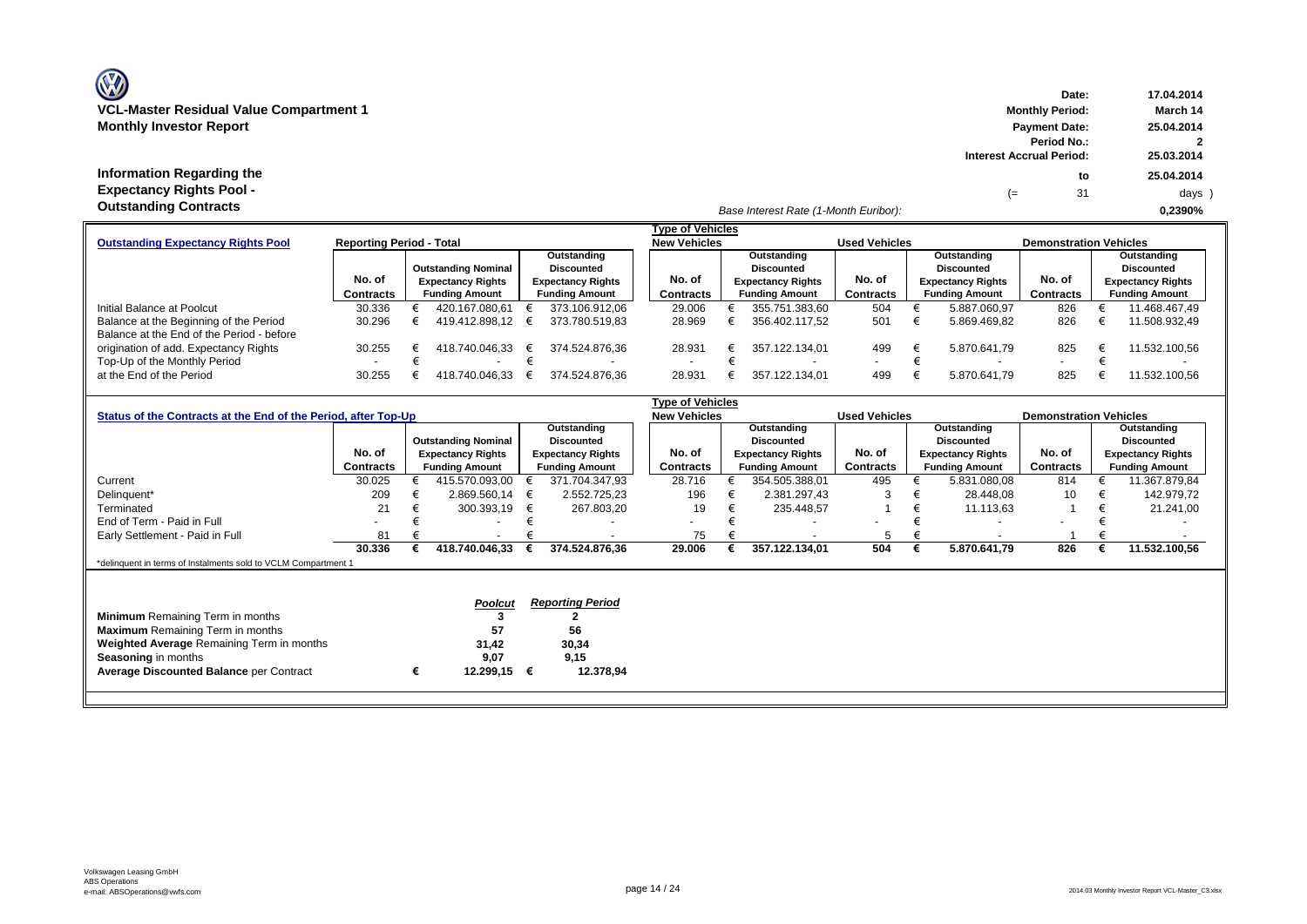# VCL-Master Residual Value Compartment 1
## Monthly Investor Report

| | |
|---|---|
| Date: | 17.04.2014 |
| Monthly Period: | March 14 |
| Payment Date: | 25.04.2014 |
| Period No.: | 2 |
| Interest Accrual Period: | 25.03.2014 |
| to | 25.04.2014 |
| (= 31 | days ) |
| Base Interest Rate (1-Month Euribor): | 0,2390% |

## Information Regarding the Expectancy Rights Pool - Outstanding Contracts

| Outstanding Expectancy Rights Pool | Reporting Period - Total | | | Type of Vehicles: New Vehicles | | Used Vehicles | | Demonstration Vehicles | |
|---|---|---|---|---|---|---|---|---|---|
| | No. of Contracts | Outstanding Nominal Expectancy Rights Funding Amount | Outstanding Discounted Expectancy Rights Funding Amount | No. of Contracts | Outstanding Discounted Expectancy Rights Funding Amount | No. of Contracts | Outstanding Discounted Expectancy Rights Funding Amount | No. of Contracts | Outstanding Discounted Expectancy Rights Funding Amount |
| Initial Balance at Poolcut | 30.336 | € 420.167.080,61 | € 373.106.912,06 | 29.006 | € 355.751.383,60 | 504 | € 5.887.060,97 | 826 | € 11.468.467,49 |
| Balance at the Beginning of the Period | 30.296 | € 419.412.898,12 | € 373.780.519,83 | 28.969 | € 356.402.117,52 | 501 | € 5.869.469,82 | 826 | € 11.508.932,49 |
| Balance at the End of the Period - before origination of add. Expectancy Rights | 30.255 | € 418.740.046,33 | € 374.524.876,36 | 28.931 | € 357.122.134,01 | 499 | € 5.870.641,79 | 825 | € 11.532.100,56 |
| Top-Up of the Monthly Period | - | € - | € - | - | € - | - | € - | - | € - |
| at the End of the Period | 30.255 | € 418.740.046,33 | € 374.524.876,36 | 28.931 | € 357.122.134,01 | 499 | € 5.870.641,79 | 825 | € 11.532.100,56 |

| Status of the Contracts at the End of the Period, after Top-Up | Reporting Period - Total | | | Type of Vehicles: New Vehicles | | Used Vehicles | | Demonstration Vehicles | |
|---|---|---|---|---|---|---|---|---|---|
| | No. of Contracts | Outstanding Nominal Expectancy Rights Funding Amount | Outstanding Discounted Expectancy Rights Funding Amount | No. of Contracts | Outstanding Discounted Expectancy Rights Funding Amount | No. of Contracts | Outstanding Discounted Expectancy Rights Funding Amount | No. of Contracts | Outstanding Discounted Expectancy Rights Funding Amount |
| Current | 30.025 | € 415.570.093,00 | € 371.704.347,93 | 28.716 | € 354.505.388,01 | 495 | € 5.831.080,08 | 814 | € 11.367.879,84 |
| Delinquent* | 209 | € 2.869.560,14 | € 2.552.725,23 | 196 | € 2.381.297,43 | 3 | € 28.448,08 | 10 | € 142.979,72 |
| Terminated | 21 | € 300.393,19 | € 267.803,20 | 19 | € 235.448,57 | 1 | € 11.113,63 | 1 | € 21.241,00 |
| End of Term - Paid in Full | - | € - | € - | - | € - | - | € - | - | € - |
| Early Settlement - Paid in Full | 81 | € - | € - | 75 | € - | 5 | € - | 1 | € - |
| **Total** | **30.336** | **€ 418.740.046,33** | **€ 374.524.876,36** | **29.006** | **€ 357.122.134,01** | **504** | **€ 5.870.641,79** | **826** | **€ 11.532.100,56** |

*delinquent in terms of Instalments sold to VCLM Compartment 1

| | *Poolcut* | *Reporting Period* |
|---|---|---|
| **Minimum** Remaining Term in months | 3 | 2 |
| **Maximum** Remaining Term in months | 57 | 56 |
| **Weighted Average** Remaining Term in months | 31,42 | 30,34 |
| **Seasoning** in months | 9,07 | 9,15 |
| **Average Discounted Balance** per Contract | € 12.299,15 | € 12.378,94 |

Volkswagen Leasing GmbH
ABS Operations
e-mail: ABSOperations@vwfs.com

2014.03 Monthly Investor Report VCL-Master_C3.xlsx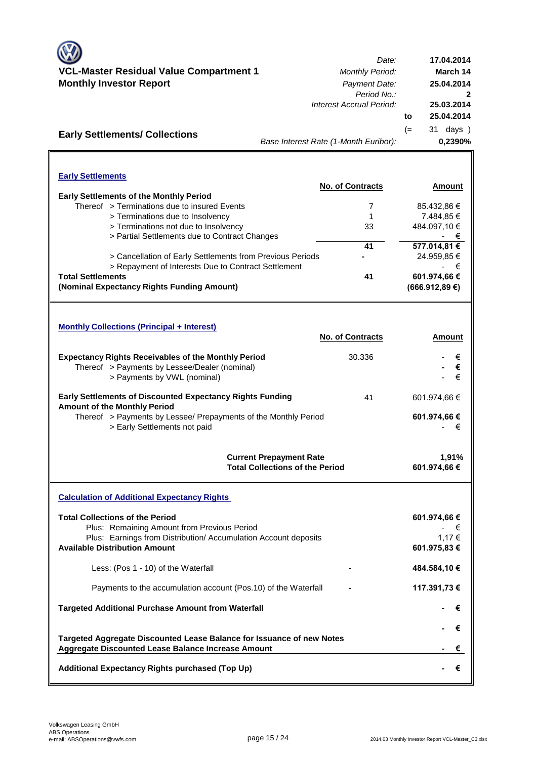# VCL-Master Residual Value Compartment 1
## Monthly Investor Report

| | |
|---|---|
| *Date:* | **17.04.2014** |
| *Monthly Period:* | **March 14** |
| *Payment Date:* | **25.04.2014** |
| *Period No.:* | **2** |
| *Interest Accrual Period:* | **25.03.2014** |
| to | **25.04.2014** |
| | (= 31 days ) |
| *Base Interest Rate (1-Month Euribor):* | **0,2390%** |

## Early Settlements/ Collections

### Early Settlements

| | No. of Contracts | Amount |
|---|---|---|
| **Early Settlements of the Monthly Period** | | |
| Thereof > Terminations due to insured Events | 7 | 85.432,86 € |
| > Terminations due to Insolvency | 1 | 7.484,85 € |
| > Terminations not due to Insolvency | 33 | 484.097,10 € |
| > Partial Settlements due to Contract Changes | | - € |
| | **41** | **577.014,81 €** |
| > Cancellation of Early Settlements from Previous Periods | **-** | 24.959,85 € |
| > Repayment of Interests Due to Contract Settlement | | - € |
| **Total Settlements** | **41** | **601.974,66 €** |
| **(Nominal Expectancy Rights Funding Amount)** | | **(666.912,89 €)** |

### Monthly Collections (Principal + Interest)

| | No. of Contracts | Amount |
|---|---|---|
| **Expectancy Rights Receivables of the Monthly Period** | 30.336 | - € |
| Thereof > Payments by Lessee/Dealer (nominal) | | **- €** |
| > Payments by VWL (nominal) | | - € |
| **Early Settlements of Discounted Expectancy Rights Funding Amount of the Monthly Period** | 41 | 601.974,66 € |
| Thereof > Payments by Lessee/ Prepayments of the Monthly Period | | **601.974,66 €** |
| > Early Settlements not paid | | - € |
| **Current Prepayment Rate** | | **1,91%** |
| **Total Collections of the Period** | | **601.974,66 €** |

### Calculation of Additional Expectancy Rights

| | | |
|---|---|---|
| **Total Collections of the Period** | | **601.974,66 €** |
| Plus: Remaining Amount from Previous Period | | - € |
| Plus: Earnings from Distribution/ Accumulation Account deposits | | 1,17 € |
| **Available Distribution Amount** | | **601.975,83 €** |
| Less: (Pos 1 - 10) of the Waterfall | **-** | **484.584,10 €** |
| Payments to the accumulation account (Pos.10) of the Waterfall | **-** | **117.391,73 €** |
| **Targeted Additional Purchase Amount from Waterfall** | | **- €** |
| | | **- €** |
| **Targeted Aggregate Discounted Lease Balance for Issuance of new Notes** | | |
| **Aggregate Discounted Lease Balance Increase Amount** | | **- €** |
| **Additional Expectancy Rights purchased (Top Up)** | | **- €** |

Volkswagen Leasing GmbH
ABS Operations
e-mail: ABSOperations@vwfs.com

2014.03 Monthly Investor Report VCL-Master_C3.xlsx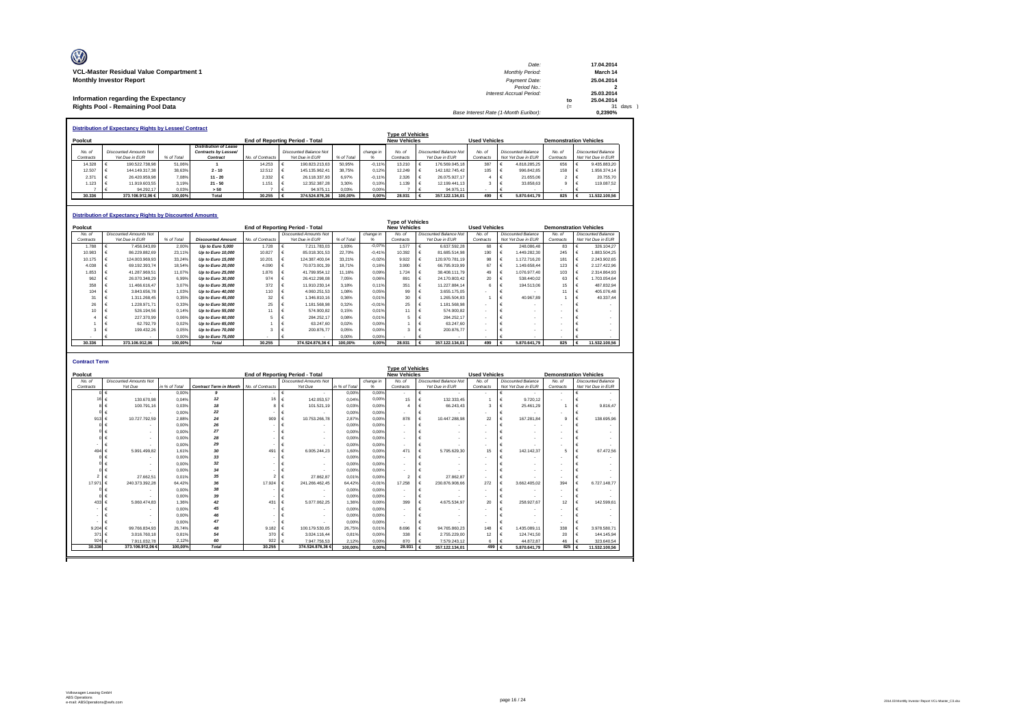**VCL-Master Residual Value Compartment 1**
**Monthly Investor Report**

**Information regarding the Expectancy**
**Rights Pool - Remaining Pool Data**

| | | |
|---|---|---|
| Date: | 17.04.2014 | |
| Monthly Period: | March 14 | |
| Payment Date: | 25.04.2014 | |
| Period No.: | 2 | |
| Interest Accrual Period: | 25.03.2014 | |
| | to 25.04.2014 | |
| | (= 31 days ) | |
| Base Interest Rate (1-Month Euribor): | 0,2390% | |

## Distribution of Expectancy Rights by Lessee/ Contract

| Poolcut | | | | End of Reporting Period - Total | | | | Type of Vehicles New Vehicles | | Used Vehicles | | Demonstration Vehicles | |
|---|---|---|---|---|---|---|---|---|---|---|---|---|---|
| No. of Contracts | Discounted Amounts Not Yet Due in EUR | % of Total | Distribution of Lease Contracts by Lessee/ Contract | No. of Contracts | Discounted Balance Not Yet Due in EUR | % of Total | change in % | No. of Contracts | Discounted Balance Not Yet Due in EUR | No. of Contracts | Discounted Balance Not Yet Due in EUR | No. of Contracts | Discounted Balance Not Yet Due in EUR |
| 14.328 | € 190.522.738,98 | 51,06% | 1 | 14.253 | € 190.823.213,63 | 50,95% | -0,11% | 13.210 | € 176.569.045,18 | 387 | € 4.818.285,25 | 656 | € 9.435.883,20 |
| 12.507 | € 144.149.317,38 | 38,63% | 2 - 10 | 12.512 | € 145.135.962,41 | 38,75% | 0,12% | 12.249 | € 142.182.745,42 | 105 | € 996.842,85 | 158 | € 1.956.374,14 |
| 2.371 | € 26.420.959,98 | 7,08% | 11 - 20 | 2.332 | € 26.118.337,93 | 6,97% | -0,11% | 2.326 | € 26.075.927,17 | 4 | € 21.655,06 | 2 | € 20.755,70 |
| 1.123 | € 11.919.603,55 | 3,19% | 21 - 50 | 1.151 | € 12.352.387,28 | 3,30% | 0,10% | 1.139 | € 12.199.441,13 | 3 | € 33.858,63 | 9 | € 119.087,52 |
| 7 | € 94.292,17 | 0,03% | > 50 | 7 | € 94.975,11 | 0,03% | 0,00% | 7 | € 94.975,11 | - | € - | - | € - |
| 30.336 | 373.106.912,06 € | 100,00% | Total | 30.255 | € 374.524.876,36 | 100,00% | 0,00% | 28.931 | € 357.122.134,01 | 499 | € 5.870.641,79 | 825 | € 11.532.100,56 |

## Distribution of Expectancy Rights by Discounted Amounts

| Poolcut | | | | End of Reporting Period - Total | | | | Type of Vehicles New Vehicles | | Used Vehicles | | Demonstration Vehicles | |
|---|---|---|---|---|---|---|---|---|---|---|---|---|---|
| No. of Contracts | Discounted Amounts Not Yet Due in EUR | % of Total | Discounted Amount | No. of Contracts | Discounted Amounts Not Yet Due in EUR | % of Total | change in % | No. of Contracts | Discounted Balance Not Yet Due in EUR | No. of Contracts | Discounted Balance Not Yet Due in EUR | No. of Contracts | Discounted Balance Not Yet Due in EUR |
| 1.788 | € 7.456.043,89 | 2,00% | Up to Euro 5,000 | 1.728 | € 7.211.783,03 | 1,93% | -0,07% | 1.577 | € 6.637.592,28 | 68 | € 248.086,48 | 83 | € 326.104,27 |
| 10.983 | € 86.229.882,69 | 23,11% | Up to Euro 10,000 | 10.827 | € 85.018.301,53 | 22,70% | -0,41% | 10.392 | € 81.685.514,98 | 190 | € 1.449.282,30 | 245 | € 1.883.504,25 |
| 10.175 | € 124.003.969,93 | 33,24% | Up to Euro 15,000 | 10.201 | € 124.387.400,04 | 33,21% | -0,02% | 9.922 | € 120.970.781,19 | 98 | € 1.172.716,20 | 181 | € 2.243.902,65 |
| 4.038 | € 69.192.393,74 | 18,54% | Up to Euro 20,000 | 4.090 | € 70.073.001,39 | 18,71% | 0,16% | 3.900 | € 66.795.919,99 | 67 | € 1.149.658,44 | 123 | € 2.127.422,96 |
| 1.853 | € 41.287.969,51 | 11,07% | Up to Euro 25,000 | 1.876 | € 41.799.954,12 | 11,16% | 0,09% | 1.724 | € 38.408.111,79 | 49 | € 1.076.977,40 | 103 | € 2.314.864,93 |
| 962 | € 26.070.348,29 | 6,99% | Up to Euro 30,000 | 974 | € 26.412.298,08 | 7,05% | 0,06% | 891 | € 24.170.803,42 | 20 | € 538.440,02 | 63 | € 1.703.054,64 |
| 358 | € 11.466.616,47 | 3,07% | Up to Euro 35,000 | 372 | € 11.910.230,14 | 3,18% | 0,11% | 351 | € 11.227.884,14 | 6 | € 194.513,06 | 15 | € 487.832,94 |
| 104 | € 3.843.656,78 | 1,03% | Up to Euro 40,000 | 110 | € 4.060.251,53 | 1,08% | 0,05% | 99 | € 3.655.175,05 | - | € - | 11 | € 405.076,48 |
| 31 | € 1.311.268,45 | 0,35% | Up to Euro 45,000 | 32 | € 1.346.810,16 | 0,36% | 0,01% | 30 | € 1.265.504,83 | 1 | € 40.967,89 | 1 | € 40.337,44 |
| 26 | € 1.228.971,71 | 0,33% | Up to Euro 50,000 | 25 | € 1.181.568,98 | 0,32% | -0,01% | 25 | € 1.181.568,98 | - | € - | - | € - |
| 10 | € 526.194,56 | 0,14% | Up to Euro 55,000 | 11 | € 574.900,82 | 0,15% | 0,01% | 11 | € 574.900,82 | - | € - | - | € - |
| 4 | € 227.370,99 | 0,06% | Up to Euro 60,000 | 5 | € 284.252,17 | 0,08% | 0,01% | 5 | € 284.252,17 | - | € - | - | € - |
| 1 | € 62.792,79 | 0,02% | Up to Euro 65,000 | 1 | € 63.247,60 | 0,02% | 0,00% | 1 | € 63.247,60 | - | € - | - | € - |
| 3 | € 199.432,26 | 0,05% | Up to Euro 70,000 | 3 | € 200.876,77 | 0,05% | 0,00% | 3 | € 200.876,77 | - | € - | - | € - |
| - | € - | 0,00% | Up to Euro 75,000 | - | € - | 0,00% | 0,00% | - | € - | - | € - | - | € - |
| 30.336 | 373.106.912,06 | 100,00% | Total | 30.255 | 374.524.876,36 € | 100,00% | 0,00% | 28.931 | € 357.122.134,01 | 499 | € 5.870.641,79 | 825 | € 11.532.100,56 |

## Contract Term

| Poolcut | | | | End of Reporting Period - Total | | | | Type of Vehicles New Vehicles | | Used Vehicles | | Demonstration Vehicles | |
|---|---|---|---|---|---|---|---|---|---|---|---|---|---|
| No. of Contracts | Discounted Amounts Not Yet Due | in % of Total | Contract Term in Month | No. of Contracts | Discounted Amounts Not Yet Due | in % of Total | change in % | No. of Contracts | Discounted Balance Not Yet Due in EUR | No. of Contracts | Discounted Balance Not Yet Due in EUR | No. of Contracts | Discounted Balance Not Yet Due in EUR |
| 0 | € - | 0,00% | 9 | - | € - | 0,00% | 0,00% | - | € - | - | € - | - | € - |
| 16 | € 130.670,98 | 0,04% | 12 | 16 | € 142.053,57 | 0,04% | 0,00% | 15 | € 132.333,45 | 1 | € 9.720,12 | - | € - |
| 8 | € 100.791,16 | 0,03% | 18 | 8 | € 101.521,19 | 0,03% | 0,00% | 4 | € 66.243,43 | 3 | € 25.461,29 | 1 | € 9.816,47 |
| 0 | € - | 0,00% | 22 | - | € - | 0,00% | 0,00% | - | € - | - | € - | - | € - |
| 913 | € 10.727.792,59 | 2,88% | 24 | 909 | € 10.753.266,78 | 2,87% | 0,00% | 878 | € 10.447.288,98 | 22 | € 167.281,84 | 9 | € 138.695,96 |
| 0 | € - | 0,00% | 26 | - | € - | 0,00% | 0,00% | - | € - | - | € - | - | € - |
| 0 | € - | 0,00% | 27 | - | € - | 0,00% | 0,00% | - | € - | - | € - | - | € - |
| 0 | € - | 0,00% | 28 | - | € - | 0,00% | 0,00% | - | € - | - | € - | - | € - |
| - | € - | 0,00% | 29 | - | € - | 0,00% | 0,00% | - | € - | - | € - | - | € - |
| 494 | € 5.991.499,82 | 1,61% | 30 | 491 | € 6.005.244,23 | 1,60% | 0,00% | 471 | € 5.795.629,30 | 15 | € 142.142,37 | 5 | € 67.472,56 |
| 0 | € - | 0,00% | 33 | - | € - | 0,00% | 0,00% | - | € - | - | € - | - | € - |
| 0 | € - | 0,00% | 32 | - | € - | 0,00% | 0,00% | - | € - | - | € - | - | € - |
| 0 | € - | 0,00% | 34 | - | € - | 0,00% | 0,00% | - | € - | - | € - | - | € - |
| 2 | € 27.662,51 | 0,01% | 35 | 2 | € 27.862,87 | 0,01% | 0,00% | 2 | € 27.862,87 | - | € - | - | € - |
| 17.971 | € 240.373.392,28 | 64,42% | 36 | 17.924 | € 241.266.462,45 | 64,42% | -0,01% | 17.258 | € 230.876.908,66 | 272 | € 3.662.405,02 | 394 | € 6.727.148,77 |
| 0 | € - | 0,00% | 38 | - | € - | 0,00% | 0,00% | - | € - | - | € - | - | € - |
| 0 | € - | 0,00% | 39 | - | € - | 0,00% | 0,00% | - | € - | - | € - | - | € - |
| 433 | € 5.060.474,83 | 1,36% | 42 | 431 | € 5.077.062,25 | 1,36% | 0,00% | 399 | € 4.675.534,97 | 20 | € 258.927,67 | 12 | € 142.599,61 |
| - | € - | 0,00% | 45 | - | € - | 0,00% | 0,00% | - | € - | - | € - | - | € - |
| - | € - | 0,00% | 46 | - | € - | 0,00% | 0,00% | - | € - | - | € - | - | € - |
| - | € - | 0,00% | 47 | - | € - | 0,00% | 0,00% | - | € - | - | € - | - | € - |
| 9.204 | € 99.766.834,93 | 26,74% | 48 | 9.182 | € 100.179.530,05 | 26,75% | 0,01% | 8.696 | € 94.765.860,23 | 148 | € 1.435.089,11 | 338 | € 3.978.580,71 |
| 371 | € 3.016.760,18 | 0,81% | 54 | 370 | € 3.024.116,44 | 0,81% | 0,00% | 338 | € 2.755.229,00 | 12 | € 124.741,50 | 20 | € 144.145,94 |
| 924 | € 7.911.032,78 | 2,12% | 60 | 922 | € 7.947.756,53 | 2,12% | 0,00% | 870 | € 7.579.243,12 | 6 | € 44.872,87 | 46 | € 323.640,54 |
| 30.336 | 373.106.912,06 € | 100,00% | Total | 30.255 | 374.524.876,36 € | 100,00% | 0,00% | 28.931 | € 357.122.134,01 | 499 | € 5.870.641,79 | 825 | € 11.532.100,56 |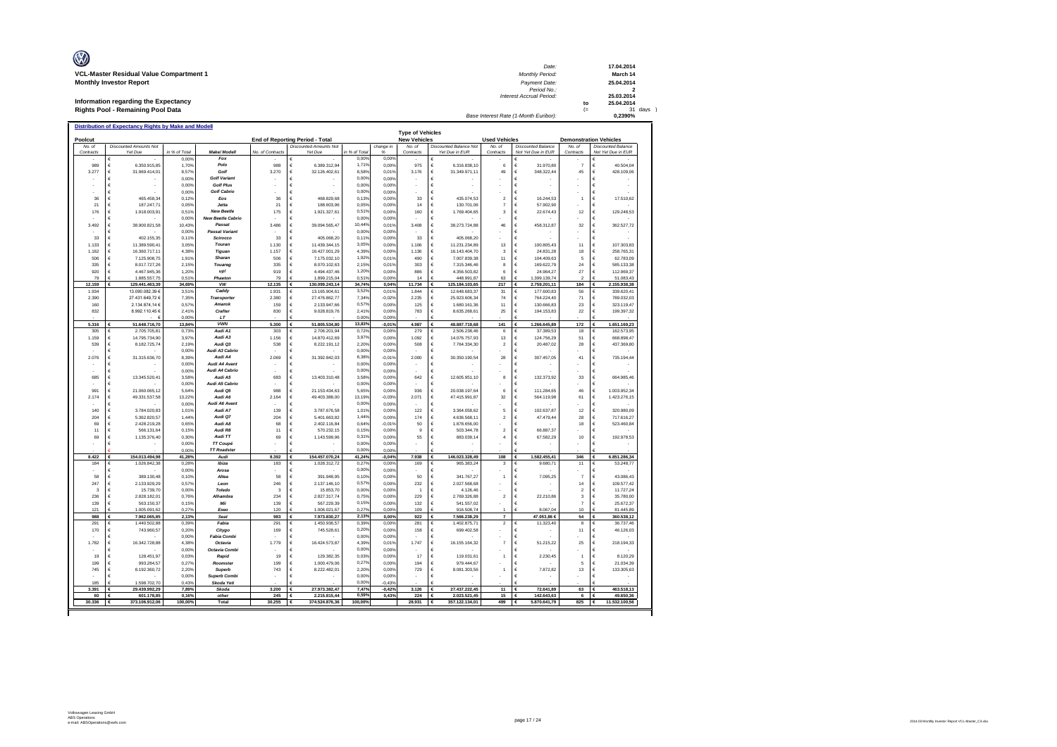**VCL-Master Residual Value Compartment 1**
**Monthly Investor Report**

**Information regarding the Expectancy**
**Rights Pool - Remaining Pool Data**

| | | |
|---|---|---|
| Date: | | 17.04.2014 |
| Monthly Period: | | March 14 |
| Payment Date: | | 25.04.2014 |
| Period No.: | | 2 |
| Interest Accrual Period: | | 25.03.2014 |
| | to | 25.04.2014 |
| | (= | 31 days ) |
| Base Interest Rate (1-Month Euribor): | | 0,2390% |

**Distribution of Expectancy Rights by Make and Modell**

| Poolcut No. of Contracts | Poolcut Discounted Amounts Not Yet Due | Poolcut in % of Total | Make/ Modell | End of Reporting Period No. of Contracts | End of Reporting Period Discounted Amounts Not Yet Due | End of Reporting Period in % of Total | change in % | New Vehicles No. of Contracts | New Vehicles Discounted Balance Not Yet Due in EUR | Used Vehicles No. of Contracts | Used Vehicles Discounted Balance Not Yet Due in EUR | Demonstration Vehicles No. of Contracts | Demonstration Vehicles Discounted Balance Not Yet Due in EUR |
|---|---|---|---|---|---|---|---|---|---|---|---|---|---|
| - | € - | 0,00% | Fox | - | € - | 0,00% | 0,00% | - | € - | - | € - | - | € - |
| 989 | € 6.350.915,85 | 1,70% | Polo | 988 | € 6.389.312,94 | 1,71% | 0,00% | 975 | € 6.316.838,10 | 6 | € 31.970,80 | 7 | € 40.504,04 |
| 3.277 | € 31.969.414,01 | 8,57% | Golf | 3.270 | € 32.126.402,61 | 8,58% | 0,01% | 3.176 | € 31.349.971,11 | 49 | € 348.322,44 | 45 | € 428.109,06 |
| - | € - | 0,00% | Golf Variant | - | € - | 0,00% | 0,00% | - | € - | - | € - | - | € - |
| - | € - | 0,00% | Golf Plus | - | € - | 0,00% | 0,00% | - | € - | - | € - | - | € - |
| - | € - | 0,00% | Golf Cabrio | - | € - | 0,00% | 0,00% | - | € - | - | € - | - | € - |
| 36 | € 465.458,34 | 0,12% | Eos | 36 | € 468.829,68 | 0,13% | 0,00% | 33 | € 435.074,53 | 2 | € 16.244,53 | 1 | € 17.510,62 |
| 21 | € 187.247,71 | 0,05% | Jetta | 21 | € 188.603,96 | 0,05% | 0,00% | 14 | € 130.701,06 | 7 | € 57.902,90 | - | € - |
| 176 | € 1.918.003,91 | 0,51% | New Beetle | 175 | € 1.921.327,61 | 0,51% | 0,00% | 160 | € 1.769.404,65 | 3 | € 22.674,43 | 12 | € 129.248,53 |
| - | € - | 0,00% | New Beetle Cabrio | - | € - | 0,00% | 0,00% | - | € - | - | € - | - | € - |
| 3.492 | € 38.900.821,58 | 10,43% | Passat | 3.486 | € 39.094.565,47 | 10,44% | 0,01% | 3.408 | € 38.273.724,88 | 46 | € 458.312,87 | 32 | € 362.527,72 |
| - | € - | 0,00% | Passat Variant | - | € - | 0,00% | 0,00% | - | € - | - | € - | - | € - |
| 33 | € 402.155,35 | 0,11% | Scirocco | 33 | € 405.068,20 | 0,11% | 0,00% | 33 | € 405.068,20 | - | € - | - | € - |
| 1.133 | € 11.389.590,41 | 3,05% | Touran | 1.130 | € 11.439.344,15 | 3,05% | 0,00% | 1.106 | € 11.231.234,89 | 13 | € 100.805,43 | 11 | € 107.303,83 |
| 1.162 | € 16.360.717,11 | 4,38% | Tiguan | 1.157 | € 16.427.001,29 | 4,39% | 0,00% | 1.136 | € 16.143.404,70 | 3 | € 24.831,28 | 18 | € 258.765,31 |
| 506 | € 7.125.908,75 | 1,91% | Sharan | 506 | € 7.175.032,10 | 1,92% | 0,01% | 490 | € 7.007.839,38 | 11 | € 104.409,63 | 5 | € 62.783,09 |
| 335 | € 8.017.727,26 | 2,15% | Touareg | 335 | € 8.070.102,63 | 2,15% | 0,01% | 303 | € 7.315.346,46 | 8 | € 169.622,79 | 24 | € 585.133,38 |
| 920 | € 4.467.945,36 | 1,20% | up! | 919 | € 4.494.437,46 | 1,20% | 0,00% | 886 | € 4.356.503,82 | 6 | € 24.964,27 | 27 | € 112.969,37 |
| 79 | € 1.885.557,75 | 0,51% | Phaeton | 79 | € 1.899.215,04 | 0,51% | 0,00% | 14 | € 448.991,87 | 63 | € 1.399.139,74 | 2 | € 51.083,43 |
| 12.159 | € 129.441.463,39 | 34,69% | VW | 12.135 | € 130.099.243,14 | 34,74% | 0,04% | 11.734 | € 125.184.103,65 | 217 | € 2.759.201,11 | 184 | € 2.155.938,38 |
| 1.934 | 13.090.082,39 € | 3,51% | Caddy | 1.931 | € 13.165.904,61 | 3,52% | 0,01% | 1.844 | € 12.648.683,37 | 31 | € 177.600,83 | 56 | € 339.620,41 |
| 2.390 | 27.431.649,72 € | 7,35% | Transporter | 2.380 | € 27.476.862,77 | 7,34% | -0,02% | 2.235 | € 25.923.606,34 | 74 | € 764.224,40 | 71 | € 789.032,03 |
| 160 | 2.134.874,14 € | 0,57% | Amarok | 159 | € 2.133.947,66 | 0,57% | 0,00% | 125 | € 1.680.161,36 | 11 | € 130.666,83 | 23 | € 323.119,47 |
| 832 | 8.992.110,45 € | 2,41% | Crafter | 830 | € 9.028.819,76 | 2,41% | 0,00% | 783 | € 8.635.268,61 | 25 | € 194.153,83 | 22 | € 199.397,32 |
| - | € - | 0,00% | LT | - | € - | 0,00% | 0,00% | - | € - | - | € - | - | € - |
| 5.316 | € 51.648.716,70 | 13,84% | VWN | 5.300 | € 51.805.534,80 | 13,83% | -0,01% | 4.987 | € 48.887.719,68 | 141 | € 1.266.645,89 | 172 | € 1.651.169,23 |
| 305 | € 2.705.705,81 | 0,73% | Audi A1 | 303 | € 2.706.201,94 | 0,72% | 0,00% | 279 | € 2.506.238,46 | 6 | € 37.389,53 | 18 | € 162.573,95 |
| 1.159 | € 14.795.734,90 | 3,97% | Audi A3 | 1.156 | € 14.870.412,69 | 3,97% | 0,00% | 1.092 | € 14.076.757,93 | 13 | € 124.756,29 | 51 | € 668.898,47 |
| 539 | € 8.182.725,74 | 2,19% | Audi Q3 | 538 | € 8.222.191,12 | 2,20% | 0,00% | 508 | € 7.764.334,30 | 2 | € 20.487,02 | 28 | € 437.369,80 |
| - | € - | 0,00% | Audi A3 Cabrio | - | € - | 0,00% | 0,00% | - | € - | - | € - | - | € - |
| 2.076 | € 31.315.636,70 | 8,39% | Audi A4 | 2.069 | € 31.392.842,03 | 8,38% | -0,01% | 2.000 | € 30.350.190,54 | 28 | € 307.457,05 | 41 | € 735.194,44 |
| - | € - | 0,00% | Audi A4 Avant | - | € - | 0,00% | 0,00% | - | € - | - | € - | - | € - |
| - | € - | 0,00% | Audi A4 Cabrio | - | € - | 0,00% | 0,00% | - | € - | - | € - | - | € - |
| 685 | € 13.345.520,41 | 3,58% | Audi A5 | 683 | € 13.403.310,48 | 3,58% | 0,00% | 642 | € 12.605.951,10 | 8 | € 132.373,92 | 33 | € 664.985,46 |
| - | € - | 0,00% | Audi A5 Cabrio | - | € - | 0,00% | 0,00% | - | € - | - | € - | - | € - |
| 991 | € 21.060.065,12 | 5,64% | Audi Q5 | 988 | € 21.153.434,63 | 5,65% | 0,00% | 936 | € 20.038.197,64 | 6 | € 111.284,65 | 46 | € 1.003.952,34 |
| 2.174 | € 49.331.537,58 | 13,22% | Audi A6 | 2.164 | € 49.403.388,00 | 13,19% | -0,03% | 2.071 | € 47.415.991,87 | 32 | € 564.119,98 | 61 | € 1.423.276,15 |
| - | € - | 0,00% | Audi A6 Avant | - | € - | 0,00% | 0,00% | - | € - | - | € - | - | € - |
| 140 | € 3.784.020,83 | 1,01% | Audi A7 | 139 | € 3.787.676,58 | 1,01% | 0,00% | 122 | € 3.364.058,62 | 5 | € 102.637,87 | 12 | € 320.980,09 |
| 204 | € 5.362.820,57 | 1,44% | Audi Q7 | 204 | € 5.401.663,82 | 1,44% | 0,00% | 174 | € 4.636.568,11 | 2 | € 47.479,44 | 28 | € 717.616,27 |
| 69 | € 2.428.219,28 | 0,65% | Audi A8 | 68 | € 2.402.116,84 | 0,64% | -0,01% | 50 | € 1.878.656,00 | - | € - | 18 | € 523.460,84 |
| 11 | € 566.131,64 | 0,15% | Audi R8 | 11 | € 570.232,15 | 0,15% | 0,00% | 9 | € 503.344,78 | 2 | € 66.887,37 | - | € - |
| 69 | € 1.135.376,40 | 0,30% | Audi TT | 69 | € 1.143.599,96 | 0,31% | 0,00% | 55 | € 883.039,14 | 4 | € 67.582,29 | 10 | € 192.978,53 |
| - | € - | 0,00% | TT Coupé | - | € - | 0,00% | 0,00% | - | € - | - | € - | - | € - |
| - | € - | 0,00% | TT Roadster | - | € - | 0,00% | 0,00% | - | € - | - | € - | - | € - |
| 8.422 | € 154.013.494,98 | 41,28% | Audi | 8.392 | € 154.457.070,24 | 41,24% | -0,04% | 7.938 | € 146.023.328,49 | 108 | € 1.582.455,41 | 346 | € 6.851.286,34 |
| 184 | € 1.026.842,38 | 0,28% | Ibiza | 183 | € 1.028.312,72 | 0,27% | 0,00% | 169 | € 965.383,24 | 3 | € 9.680,71 | 11 | € 53.248,77 |
| - | € - | 0,00% | Arosa | - | € - | 0,00% | 0,00% | - | € - | - | € - | - | € - |
| 58 | € 389.130,48 | 0,10% | Altea | 58 | € 391.948,95 | 0,10% | 0,00% | 50 | € 341.767,27 | 1 | € 7.095,25 | 7 | € 43.086,43 |
| 247 | € 2.133.929,29 | 0,57% | Leon | 246 | € 2.137.146,10 | 0,57% | 0,00% | 232 | € 2.027.568,68 | - | € - | 14 | € 109.577,42 |
| 3 | € 15.739,70 | 0,00% | Toledo | 3 | € 15.853,70 | 0,00% | 0,00% | 1 | € 4.126,46 | - | € - | 2 | € 11.727,24 |
| 236 | € 2.828.182,01 | 0,76% | Alhambra | 234 | € 2.827.317,74 | 0,75% | 0,00% | 229 | € 2.769.326,88 | 2 | € 22.210,86 | 3 | € 35.780,00 |
| 139 | € 563.150,37 | 0,15% | Mii | 139 | € 567.229,39 | 0,15% | 0,00% | 132 | € 541.557,02 | - | € - | 7 | € 25.672,37 |
| 121 | € 1.005.091,62 | 0,27% | Exeo | 120 | € 1.006.021,67 | 0,27% | 0,00% | 109 | € 916.508,74 | 1 | € 8.067,04 | 10 | € 81.445,89 |
| 988 | € 7.962.065,85 | 2,13% | Seat | 983 | € 7.973.830,27 | 2,13% | 0,00% | 922 | € 7.566.238,29 | 7 | 47.053,86 € | 54 | € 360.538,12 |
| 291 | € 1.440.502,88 | 0,39% | Fabia | 291 | € 1.450.936,57 | 0,39% | 0,00% | 281 | € 1.402.875,71 | 2 | € 11.323,40 | 8 | € 36.737,46 |
| 170 | € 743.960,57 | 0,20% | Citygo | 169 | € 745.528,61 | 0,20% | 0,00% | 158 | € 699.402,58 | - | € - | 11 | € 46.126,03 |
| - | € - | 0,00% | Fabia Combi | - | € - | 0,00% | 0,00% | - | € - | - | € - | - | € - |
| 1.782 | € 16.342.728,88 | 4,38% | Octavia | 1.779 | € 16.424.573,87 | 4,39% | 0,01% | 1.747 | € 16.155.164,32 | 7 | € 51.215,22 | 25 | € 218.194,33 |
| - | € - | 0,00% | Octavia Combi | - | € - | 0,00% | 0,00% | - | € - | - | € - | - | € - |
| 19 | € 128.451,97 | 0,03% | Rapid | 19 | € 129.382,35 | 0,03% | 0,00% | 17 | € 119.031,61 | 1 | € 2.230,45 | 1 | € 8.120,29 |
| 199 | € 993.284,57 | 0,27% | Roomster | 199 | € 1.000.479,06 | 0,27% | 0,00% | 194 | € 979.444,67 | - | € - | 5 | € 21.034,39 |
| 745 | € 8.192.360,72 | 2,20% | Superb | 743 | € 8.222.482,01 | 2,20% | 0,00% | 729 | € 8.081.303,56 | 1 | € 7.872,82 | 13 | € 133.305,63 |
| - | € - | 0,00% | Superb Combi | - | € - | 0,00% | 0,00% | - | € - | - | € - | - | € - |
| 185 | € 1.598.702,70 | 0,43% | Skoda Yeti | - | € - | 0,00% | -0,43% | - | € - | - | € - | - | € - |
| 3.391 | € 29.439.992,29 | 7,89% | Skoda | 3.200 | € 27.973.382,47 | 7,47% | -0,42% | 3.126 | € 27.437.222,45 | 11 | € 72.641,89 | 63 | € 463.518,13 |
| 60 | € 601.178,85 | 0,16% | other | 245 | € 2.215.815,44 | 0,59% | 0,43% | 224 | € 2.023.521,45 | 15 | € 142.643,63 | 6 | € 49.650,36 |
| 30.336 | € 373.106.912,06 | 100,00% | Total | 30.255 | € 374.524.876,36 | 100,00% | | 28.931 | € 357.122.134,01 | 499 | € 5.870.641,79 | 825 | € 11.532.100,56 |

Volkswagen Leasing GmbH
ABS Operations
e-mail: ABSOperations@vwfs.com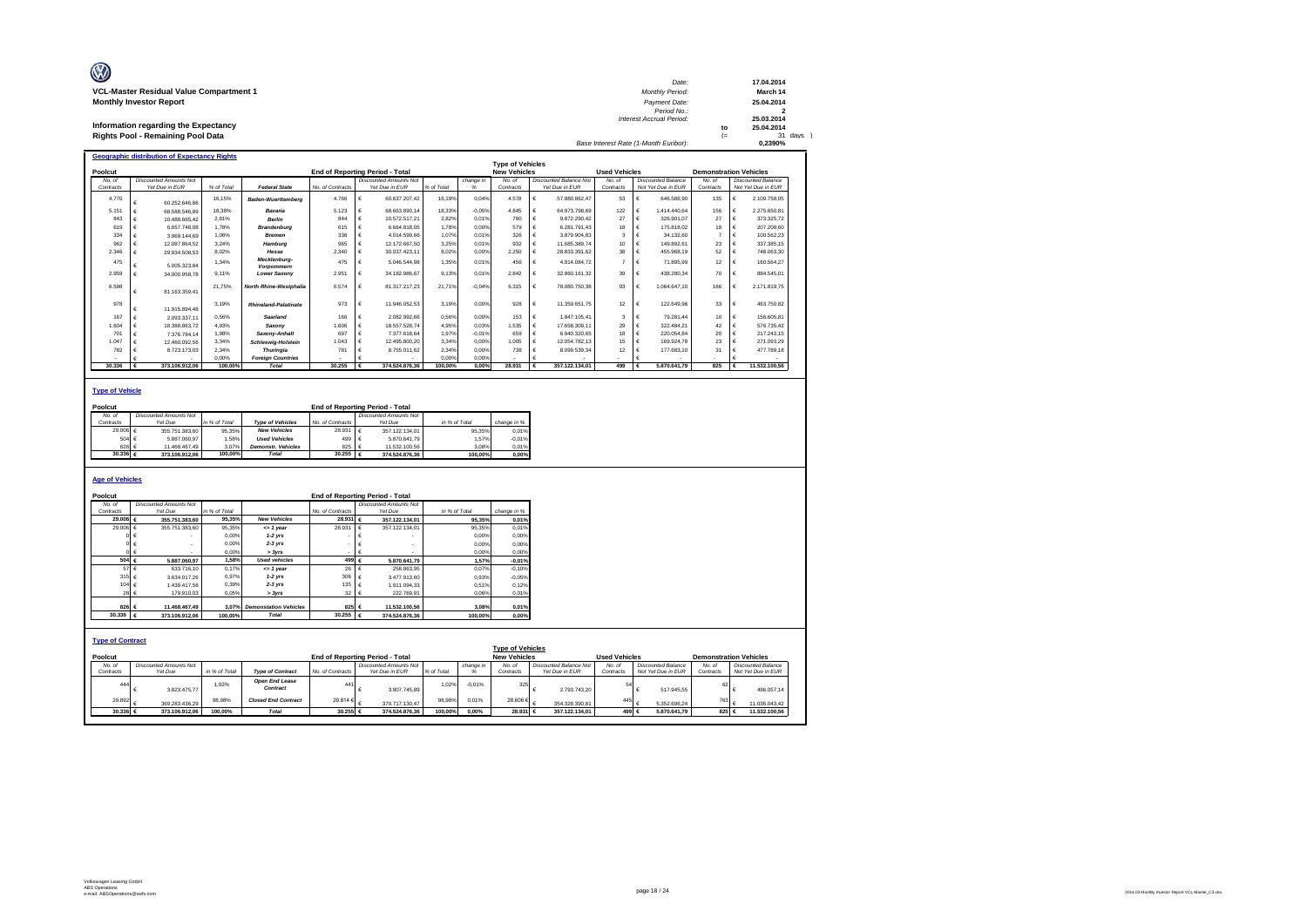**VCL-Master Residual Value Compartment 1**
**Monthly Investor Report**

**Information regarding the Expectancy Rights Pool - Remaining Pool Data**

| | | |
|---|---|---|
| Date: | | 17.04.2014 |
| Monthly Period: | | March 14 |
| Payment Date: | | 25.04.2014 |
| Period No.: | | 2 |
| Interest Accrual Period: | | 25.03.2014 |
| | to | 25.04.2014 |
| | (= | 31 days ) |
| Base Interest Rate (1-Month Euribor): | | 0,2390% |

## Geographic distribution of Expectancy Rights

| Poolcut | | | | End of Reporting Period - Total | | | | Type of Vehicles New Vehicles | | Used Vehicles | | Demonstration Vehicles | |
|---|---|---|---|---|---|---|---|---|---|---|---|---|---|
| No. of Contracts | Discounted Amounts Not Yet Due in EUR | % of Total | Federal State | No. of Contracts | Discounted Amounts Not Yet Due in EUR | % of Total | change in % | No. of Contracts | Discounted Balance Not Yet Due in EUR | No. of Contracts | Discounted Balance Not Yet Due in EUR | No. of Contracts | Discounted Balance Not Yet Due in EUR |
| 4.770 | € 60.252.646,86 | 16,15% | Baden-Wuerttemberg | 4.766 | € 60.637.207,42 | 16,19% | 0,04% | 4.578 | € 57.880.862,47 | 53 | € 646.586,90 | 135 | € 2.109.758,05 |
| 5.151 | € 68.588.546,89 | 18,38% | Bavaria | 5.123 | € 68.663.890,14 | 18,33% | -0,05% | 4.845 | € 64.973.798,69 | 122 | € 1.414.440,64 | 156 | € 2.275.650,81 |
| 843 | € 10.488.865,42 | 2,81% | Berlin | 844 | € 10.572.517,21 | 2,82% | 0,01% | 790 | € 9.872.290,42 | 27 | € 326.901,07 | 27 | € 373.325,72 |
| 619 | € 6.657.748,08 | 1,78% | Brandenburg | 615 | € 6.664.818,05 | 1,78% | 0,00% | 579 | € 6.281.791,43 | 18 | € 175.818,02 | 18 | € 207.208,60 |
| 334 | € 3.969.144,69 | 1,06% | Bremen | 336 | € 4.014.599,66 | 1,07% | 0,01% | 326 | € 3.879.904,83 | 3 | € 34.132,60 | 7 | € 100.562,23 |
| 962 | € 12.087.864,52 | 3,24% | Hamburg | 965 | € 12.172.667,50 | 3,25% | 0,01% | 932 | € 11.685.389,74 | 10 | € 149.892,61 | 23 | € 337.385,15 |
| 2.346 | € 29.934.508,53 | 8,02% | Hesse | 2.340 | € 30.037.423,11 | 8,02% | 0,00% | 2.250 | € 28.833.391,62 | 38 | € 455.968,19 | 52 | € 748.063,30 |
| 475 | € 5.005.323,84 | 1,34% | Mecklenburg-Vorpommern | 475 | € 5.046.544,98 | 1,35% | 0,01% | 456 | € 4.814.084,72 | 7 | € 71.895,99 | 12 | € 160.564,27 |
| 2.959 | € 34.000.958,78 | 9,11% | Lower Saxony | 2.951 | € 34.182.986,67 | 9,13% | 0,01% | 2.842 | € 32.860.161,32 | 39 | € 438.280,34 | 70 | € 884.545,01 |
| 6.598 | € 81.163.359,41 | 21,75% | North Rhine-Westphalia | 6.574 | € 81.317.217,23 | 21,71% | -0,04% | 6.315 | € 78.080.750,38 | 93 | € 1.064.647,10 | 166 | € 2.171.819,75 |
| 978 | € 11.915.894,48 | 3,19% | Rhineland-Palatinate | 973 | € 11.946.052,53 | 3,19% | 0,00% | 928 | € 11.359.651,75 | 12 | € 122.649,96 | 33 | € 463.750,82 |
| 167 | € 2.093.337,11 | 0,56% | Saarland | 166 | € 2.082.992,66 | 0,56% | 0,00% | 153 | € 1.847.105,41 | 3 | € 79.281,44 | 10 | € 156.605,81 |
| 1.604 | € 18.388.863,72 | 4,93% | Saxony | 1.606 | € 18.557.528,74 | 4,95% | 0,03% | 1.535 | € 17.658.309,11 | 29 | € 322.484,21 | 42 | € 576.735,42 |
| 701 | € 7.376.784,14 | 1,98% | Saxony-Anhalt | 697 | € 7.377.618,64 | 1,97% | -0,01% | 659 | € 6.940.320,65 | 18 | € 220.054,84 | 20 | € 217.243,15 |
| 1.047 | € 12.460.092,56 | 3,34% | Schleswig-Holstein | 1.043 | € 12.495.800,20 | 3,34% | 0,00% | 1.005 | € 12.054.782,13 | 15 | € 169.924,78 | 23 | € 271.093,29 |
| 782 | € 8.723.173,03 | 2,34% | Thuringia | 781 | € 8.755.011,62 | 2,34% | 0,00% | 738 | € 8.099.539,34 | 12 | € 177.683,10 | 31 | € 477.789,18 |
| - | € - | 0,00% | Foreign Countries | - | € - | 0,00% | 0,00% | - | € - | - | € - | - | € - |
| **30.336** | **€ 373.106.912,06** | **100,00%** | **Total** | **30.255** | **€ 374.524.876,36** | **100,00%** | **0,00%** | **28.931** | **€ 357.122.134,01** | **499** | **€ 5.870.641,79** | **825** | **€ 11.532.100,56** |

## Type of Vehicle

| Poolcut | | | | End of Reporting Period - Total | | | |
|---|---|---|---|---|---|---|---|
| No. of Contracts | Discounted Amounts Not Yet Due | in % of Total | Type of Vehicles | No. of Contracts | Discounted Amounts Not Yet Due | in % of Total | change in % |
| 29.006 | € 355.751.383,60 | 95,35% | New Vehicles | 28.931 | € 357.122.134,01 | 95,35% | 0,01% |
| 504 | € 5.887.060,97 | 1,58% | Used Vehicles | 499 | € 5.870.641,79 | 1,57% | -0,01% |
| 826 | € 11.468.467,49 | 3,07% | Demonstr. Vehicles | 825 | € 11.532.100,56 | 3,08% | 0,01% |
| **30.336** | **€ 373.106.912,06** | **100,00%** | **Total** | **30.255** | **€ 374.524.876,36** | **100,00%** | **0,00%** |

## Age of Vehicles

| Poolcut | | | | End of Reporting Period - Total | | | |
|---|---|---|---|---|---|---|---|
| No. of Contracts | Discounted Amounts Not Yet Due | in % of Total | | No. of Contracts | Discounted Amounts Not Yet Due | in % of Total | change in % |
| **29.006** | **€ 355.751.383,60** | **95,35%** | **New Vehicles** | **28.931** | **€ 357.122.134,01** | **95,35%** | **0,01%** |
| 29.006 | € 355.751.383,60 | 95,35% | <= 1 year | 28.931 | € 357.122.134,01 | 95,35% | 0,01% |
| 0 | € - | 0,00% | 1-2 yrs | - | € - | 0,00% | 0,00% |
| 0 | € - | 0,00% | 2-3 yrs | - | € - | 0,00% | 0,00% |
| 0 | € - | 0,00% | > 3yrs | - | € - | 0,00% | 0,00% |
| **504** | **€ 5.887.060,97** | **1,58%** | **Used vehicles** | **499** | **€ 5.870.641,79** | **1,57%** | **-0,01%** |
| 57 | € 633.718,10 | 0,17% | <= 1 year | 26 | € 258.863,95 | 0,07% | -0,10% |
| 315 | € 3.634.017,26 | 0,97% | 1-2 yrs | 306 | € 3.477.913,60 | 0,93% | -0,05% |
| 104 | € 1.439.417,58 | 0,39% | 2-3 yrs | 135 | € 1.911.094,33 | 0,51% | 0,12% |
| 28 | € 179.910,03 | 0,05% | > 3yrs | 32 | € 222.769,91 | 0,06% | 0,01% |
| **826** | **€ 11.468.467,49** | **3,07%** | **Demonstation Vehicles** | **825** | **€ 11.532.100,56** | **3,08%** | **0,01%** |
| **30.336** | **€ 373.106.912,06** | **100,00%** | **Total** | **30.255** | **€ 374.524.876,36** | **100,00%** | **0,00%** |

## Type of Contract

| Poolcut | | | | End of Reporting Period - Total | | | | Type of Vehicles New Vehicles | | Used Vehicles | | Demonstration Vehicles | |
|---|---|---|---|---|---|---|---|---|---|---|---|---|---|
| No. of Contracts | Discounted Amounts Not Yet Due | in % of Total | Type of Contract | No. of Contracts | Discounted Amounts Not Yet Due in EUR | % of Total | change in % | No. of Contracts | Discounted Balance Not Yet Due in EUR | No. of Contracts | Discounted Balance Not Yet Due in EUR | No. of Contracts | Discounted Balance Not Yet Due in EUR |
| 444 | € 3.823.475,77 | 1,02% | Open End Lease Contract | 441 | € 3.807.745,89 | 1,02% | -0,01% | 325 | € 2.793.743,20 | 54 | € 517.945,55 | 62 | € 496.057,14 |
| 29.892 | € 369.283.436,29 | 98,98% | Closed End Contract | 29.814 | € 370.717.130,47 | 98,98% | 0,01% | 28.606 | € 354.328.390,81 | 445 | € 5.352.696,24 | 763 | € 11.036.043,42 |
| **30.336** | **€ 373.106.912,06** | **100,00%** | **Total** | **30.255** | **€ 374.524.876,36** | **100,00%** | **0,00%** | **28.931** | **€ 357.122.134,01** | **499** | **€ 5.870.641,79** | **825** | **€ 11.532.100,56** |

Volkswagen Leasing GmbH
ABS Operations
e-mail: ABSOperations@vwfs.com

2014.03 Monthly Investor Report VCL-Master_C3.xlsx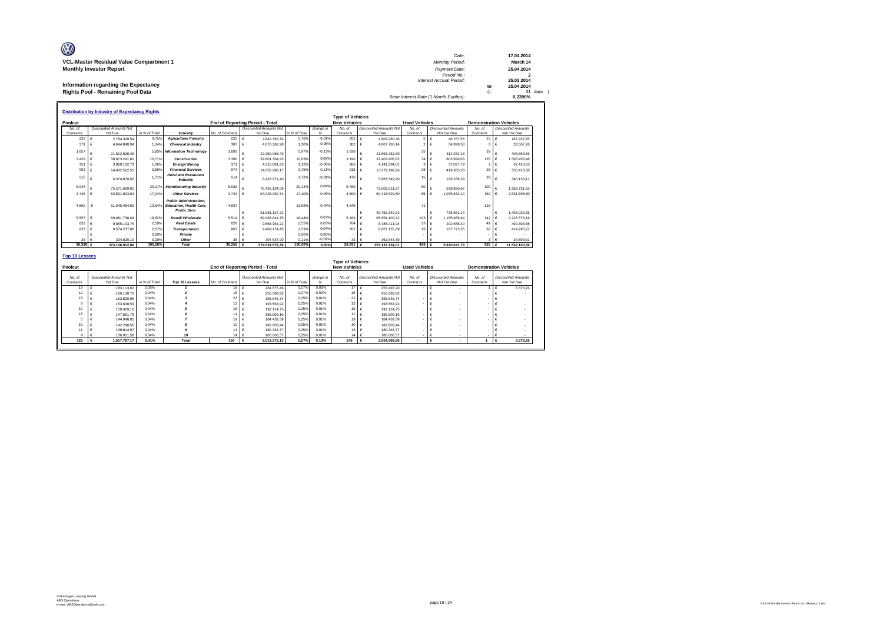**VCL-Master Residual Value Compartment 1**
**Monthly Investor Report**

**Information regarding the Expectancy Rights Pool - Remaining Pool Data**

| | | | |
|---|---|---|---|
| Date: | 17.04.2014 | | |
| Monthly Period: | March 14 | | |
| Payment Date: | 25.04.2014 | | |
| Period No.: | 2 | | |
| Interest Accrual Period: | 25.03.2014 | | |
| | to | 25.04.2014 | |
| | (= | 31 | days ) |
| Base Interest Rate (1-Month Euribor): | 0,2390% | | |

## Distribution by Industry of Expectancy Rights

| Poolcut | | | | End of Reporting Period - Total | | | | Type of Vehicles New Vehicles | | Used Vehicles | | Demonstration Vehicles | |
|---|---|---|---|---|---|---|---|---|---|---|---|---|---|
| No. of Contracts | Discounted Amounts Not Yet Due | in % of Total | Industry | No. of Contracts | Discounted Amounts Not Yet Due | in % of Total | change in % | No. of Contracts | Discounted Amounts Not Yet Due | No. of Contracts | Discounted Amounts Not Yet Due | No. of Contracts | Discounted Amounts Not Yet Due |
| 222 | € 2.784.300,54 | 0,75% | Agriculture/ Forestry | 222 | € 2.843.785,76 | 0,76% | -0,01% | 202 | € 2.609.080,36 | 5 | € 46.767,55 | 15 | € 187.937,85 |
| 371 | € 4.644.840,94 | 1,24% | Chemical Industry | 387 | € 4.876.362,98 | 1,30% | -0,06% | 382 | € 4.807.796,14 | 2 | € 34.999,58 | 3 | € 33.567,26 |
| 1.657 | € 21.812.026,49 | 5,85% | Information Technology | 1.692 | € 22.369.068,43 | 5,97% | -0,13% | 1.638 | € 21.653.262,69 | 25 | € 312.252,18 | 29 | € 403.553,56 |
| 3.429 | € 39.973.241,81 | 10,71% | Construction | 3.390 | € 39.801.364,93 | 10,63% | 0,09% | 3.190 | € 37.403.906,82 | 74 | € 803.999,63 | 126 | € 1.593.458,48 |
| 351 | € 3.960.102,73 | 1,06% | Energy/ Mining | 371 | € 4.210.681,23 | 1,12% | -0,06% | 366 | € 4.141.234,81 | 3 | € 37.027,79 | 2 | € 32.418,63 |
| 993 | € 14.402.522,51 | 3,86% | Financial Services | 974 | € 14.056.998,17 | 3,75% | 0,11% | 918 | € 13.279.199,26 | 28 | € 419.385,33 | 28 | € 358.413,58 |
| 515 | € 6.374.870,02 | 1,71% | Hotel and Restaurant Industry | 514 | € 6.428.971,40 | 1,72% | -0,01% | 470 | € 5.883.549,90 | 15 | € 199.288,39 | 29 | € 346.133,11 |
| 5.944 | € 75.271.699,01 | 20,17% | Manufacturing Industry | 5.939 | € 75.426.134,09 | 20,14% | 0,04% | 5.789 | € 73.503.511,87 | 50 | € 538.890,67 | 100 | € 1.383.731,55 |
| 4.746 | € 63.591.923,84 | 17,04% | Other Services | 4.744 | € 64.026.060,74 | 17,10% | -0,05% | 4.500 | € 60.418.529,80 | 85 | € 1.075.832,14 | 159 | € 2.531.698,80 |
| 4.862 | € 51.645.484,62 | 13,84% | Public Administration, Education, Health Care, Public Serv. | 4.837 | € 51.981.127,31 | 13,88% | -0,04% | 4.648 | € 49.752.149,22 | 71 | € 735.951,14 | 118 | € 1.493.026,95 |
| 5.557 | € 69.081.738,04 | 18,52% | Retail/ Wholesale | 5.514 | € 69.068.644,75 | 18,44% | 0,07% | 5.269 | € 65.654.100,92 | 103 | € 1.185.965,64 | 142 | € 2.228.578,19 |
| 833 | € 9.655.103,75 | 2,59% | Real Estate | 828 | € 9.568.964,22 | 2,55% | 0,03% | 764 | € 8.786.011,94 | 23 | € 292.558,40 | 41 | € 490.393,88 |
| 823 | € 9.574.237,66 | 2,57% | Transportation | 807 | € 9.469.174,45 | 2,53% | 0,04% | 762 | € 8.867.155,89 | 15 | € 187.723,35 | 30 | € 414.295,21 |
| - | € - | 0,00% | Private | - | € - | 0,00% | 0,00% | - | € - | - | € - | - | € - |
| 33 | € 334.820,10 | 0,09% | Other | 36 | € 397.537,90 | 0,11% | -0,02% | 33 | € 362.644,39 | - | € - | 3 | € 34.893,51 |
| **30.336** | **€ 373.106.912,06** | **100,00%** | **Total** | **30.255** | **€ 374.524.876,36** | **100,00%** | **0,00%** | **28.931** | **€ 357.122.134,01** | **499** | **€ 5.870.641,79** | **825** | **€ 11.532.100,56** |

## Top 10 Lessees

| Poolcut | | | | End of Reporting Period - Total | | | | Type of Vehicles New Vehicles | | Used Vehicles | | Demonstration Vehicles | |
|---|---|---|---|---|---|---|---|---|---|---|---|---|---|
| No. of Contracts | Discounted Amounts Not Yet Due | in % of Total | Top 10 Lessees | No. of Contracts | Discounted Amounts Not Yet Due | in % of Total | change in % | No. of Contracts | Discounted Amounts Not Yet Due | No. of Contracts | Discounted Amounts Not Yet Due | No. of Contracts | Discounted Amounts Not Yet Due |
| 19 | € 183.113,02 | 0,05% | 1 | 18 | € 261.875,46 | 0,07% | 0,02% | 17 | € 253.497,20 | - | € - | 1 | € 8.378,26 |
| 12 | € 166.130,70 | 0,04% | 2 | 15 | € 256.369,92 | 0,07% | 0,02% | 15 | € 256.369,92 | - | € - | - | € - |
| 18 | € 153.820,95 | 0,04% | 3 | 22 | € 195.545,74 | 0,05% | 0,01% | 22 | € 195.545,74 | - | € - | - | € - |
| 8 | € 153.638,53 | 0,04% | 4 | 13 | € 193.563,92 | 0,05% | 0,01% | 13 | € 193.563,92 | - | € - | - | € - |
| 10 | € 150.429,12 | 0,04% | 5 | 15 | € 192.114,75 | 0,05% | 0,01% | 15 | € 192.114,75 | - | € - | - | € - |
| 15 | € 147.661,79 | 0,04% | 6 | 11 | € 186.509,16 | 0,05% | 0,01% | 11 | € 186.509,16 | - | € - | - | € - |
| 5 | € 144.948,01 | 0,04% | 7 | 19 | € 184.439,39 | 0,05% | 0,01% | 19 | € 184.439,39 | - | € - | - | € - |
| 15 | € 142.298,50 | 0,04% | 8 | 10 | € 182.603,44 | 0,05% | 0,01% | 10 | € 182.603,44 | - | € - | - | € - |
| 11 | € 138.814,97 | 0,04% | 9 | 13 | € 180.346,77 | 0,05% | 0,01% | 13 | € 180.346,77 | - | € - | - | € - |
| 9 | € 136.911,58 | 0,04% | 10 | 14 | € 180.006,57 | 0,05% | 0,01% | 14 | € 180.006,57 | - | € - | - | € - |
| **122** | **€ 1.517.767,17** | **0,41%** | **Total** | **150** | **€ 2.013.375,12** | **0,67%** | **0,13%** | **149** | **€ 2.004.996,86** | **-** | **€ -** | **1** | **€ 8.378,26** |

Volkswagen Leasing GmbH
ABS Operations
e-mail: ABSOperations@vwfs.com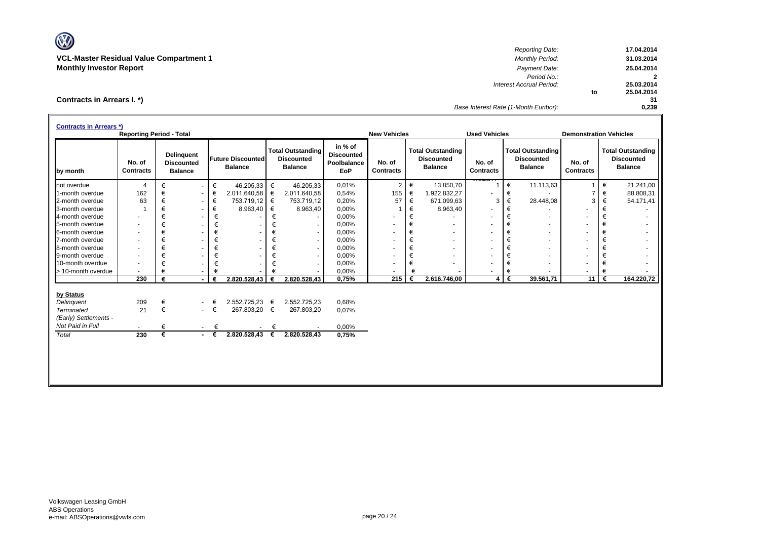**VCL-Master Residual Value Compartment 1**
**Monthly Investor Report**

| | | |
|---|---|---|
| *Reporting Date:* | | **17.04.2014** |
| *Monthly Period:* | | **31.03.2014** |
| *Payment Date:* | | **25.04.2014** |
| *Period No.:* | | **2** |
| *Interest Accrual Period:* | | **25.03.2014** |
| | to | **25.04.2014** |
| | | **31** |
| *Base Interest Rate (1-Month Euribor):* | | **0,239** |

## Contracts in Arrears I. *)

### Contracts in Arrears *)

| | Reporting Period - Total | | | | | New Vehicles | | Used Vehicles | | Demonstration Vehicles | |
|---|---|---|---|---|---|---|---|---|---|---|---|
| **by month** | **No. of Contracts** | **Delinquent Discounted Balance** | **Future Discounted Balance** | **Total Outstanding Discounted Balance** | **in % of Discounted Poolbalance EoP** | **No. of Contracts** | **Total Outstanding Discounted Balance** | **No. of Contracts** | **Total Outstanding Discounted Balance** | **No. of Contracts** | **Total Outstanding Discounted Balance** |
| not overdue | 4 | € - | € 46.205,33 | € 46.205,33 | 0,01% | 2 | € 13.850,70 | 1 | € 11.113,63 | 1 | € 21.241,00 |
| 1-month overdue | 162 | € - | € 2.011.640,58 | € 2.011.640,58 | 0,54% | 155 | € 1.922.832,27 | - | € - | 7 | € 88.808,31 |
| 2-month overdue | 63 | € - | € 753.719,12 | € 753.719,12 | 0,20% | 57 | € 671.099,63 | 3 | € 28.448,08 | 3 | € 54.171,41 |
| 3-month overdue | 1 | € - | € 8.963,40 | € 8.963,40 | 0,00% | 1 | € 8.963,40 | - | € - | - | € - |
| 4-month overdue | - | € - | € - | € - | 0,00% | - | € - | - | € - | - | € - |
| 5-month overdue | - | € - | € - | € - | 0,00% | - | € - | - | € - | - | € - |
| 6-month overdue | - | € - | € - | € - | 0,00% | - | € - | - | € - | - | € - |
| 7-month overdue | - | € - | € - | € - | 0,00% | - | € - | - | € - | - | € - |
| 8-month overdue | - | € - | € - | € - | 0,00% | - | € - | - | € - | - | € - |
| 9-month overdue | - | € - | € - | € - | 0,00% | - | € - | - | € - | - | € - |
| 10-month overdue | - | € - | € - | € - | 0,00% | - | € - | - | € - | - | € - |
| > 10-month overdue | - | € - | € - | € - | 0,00% | - | € - | - | € - | - | € - |
| | **230** | **€ -** | **€ 2.820.528,43** | **€ 2.820.528,43** | **0,75%** | **215** | **€ 2.616.746,00** | **4** | **€ 39.561,71** | **11** | **€ 164.220,72** |

| **by Status** | | | | | |
|---|---|---|---|---|---|
| *Delinquent* | 209 | € - | € 2.552.725,23 | € 2.552.725,23 | 0,68% |
| *Terminated* | 21 | € - | € 267.803,20 | € 267.803,20 | 0,07% |
| *(Early) Settlements - Not Paid in Full* | - | € - | € - | € - | 0,00% |
| *Total* | **230** | **€ -** | **€ 2.820.528,43** | **€ 2.820.528,43** | **0,75%** |

Volkswagen Leasing GmbH
ABS Operations
e-mail: ABSOperations@vwfs.com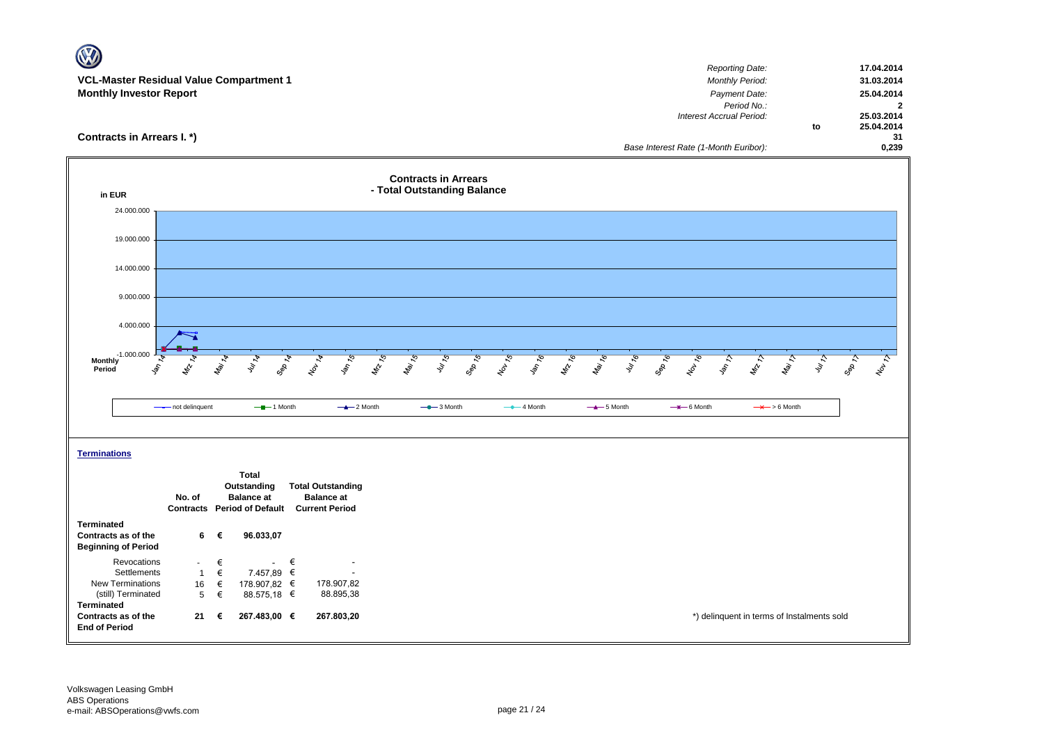**VCL-Master Residual Value Compartment 1**
**Monthly Investor Report**

| | | |
|---|---|---|
| *Reporting Date:* | | **17.04.2014** |
| *Monthly Period:* | | **31.03.2014** |
| *Payment Date:* | | **25.04.2014** |
| *Period No.:* | | **2** |
| *Interest Accrual Period:* | | **25.03.2014** |
| | **to** | **25.04.2014** |
| | | **31** |
| *Base Interest Rate (1-Month Euribor):* | | **0,239** |

## Contracts in Arrears I. *)

**Contracts in Arrears - Total Outstanding Balance**

in EUR

24.000.000
19.000.000
14.000.000
9.000.000
4.000.000
-1.000.000

Monthly Period: Jan 14, Mrz 14, Mai 14, Jul 14, Sep 14, Nov 14, Jan 15, Mrz 15, Mai 15, Jul 15, Sep 15, Nov 15, Jan 16, Mrz 16, Mai 16, Jul 16, Sep 16, Nov 16, Jan 17, Mrz 17, Mai 17, Jul 17, Sep 17, Nov 17

not delinquent | 1 Month | 2 Month | 3 Month | 4 Month | 5 Month | 6 Month | > 6 Month

**Terminations**

| | No. of Contracts | | Total Outstanding Balance at Period of Default | | Total Outstanding Balance at Current Period |
|---|---|---|---|---|---|
| **Terminated Contracts as of the Beginning of Period** | **6** | **€** | **96.033,07** | | |
| Revocations | - | € | - | € | - |
| Settlements | 1 | € | 7.457,89 | € | - |
| New Terminations | 16 | € | 178.907,82 | € | 178.907,82 |
| (still) Terminated | 5 | € | 88.575,18 | € | 88.895,38 |
| **Terminated Contracts as of the End of Period** | **21** | **€** | **267.483,00** | **€** | **267.803,20** |

*) delinquent in terms of Instalments sold

Volkswagen Leasing GmbH
ABS Operations
e-mail: ABSOperations@vwfs.com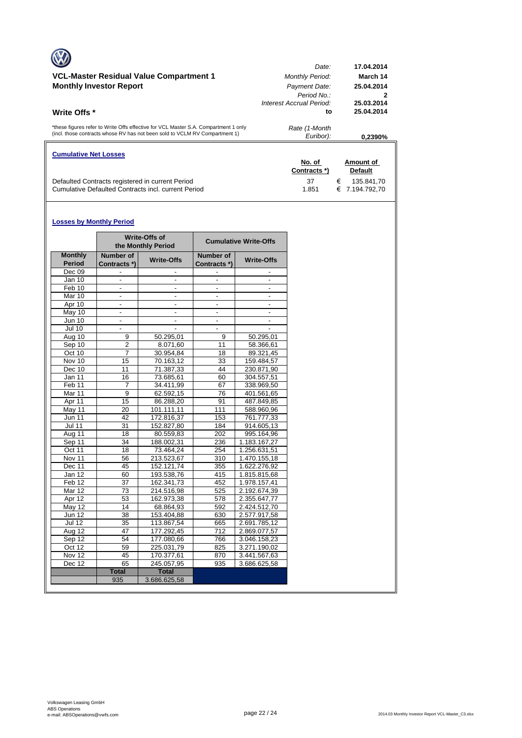## VCL-Master Residual Value Compartment 1
## Monthly Investor Report

| | |
|---|---|
| *Date:* | **17.04.2014** |
| *Monthly Period:* | **March 14** |
| *Payment Date:* | **25.04.2014** |
| *Period No.:* | **2** |
| *Interest Accrual Period:* | **25.03.2014** |
| **to** | **25.04.2014** |
| *Rate (1-Month Euribor):* | **0,2390%** |

### Write Offs *

*these figures refer to Write Offs effective for VCL Master S.A. Compartment 1 only (incl. those contracts whose RV has not been sold to VCLM RV Compartment 1)

#### Cumulative Net Losses

| | No. of Contracts *) | Amount of Default |
|---|---|---|
| Defaulted Contracts registered in current Period | 37 | € 135.841,70 |
| Cumulative Defaulted Contracts incl. current Period | 1.851 | € 7.194.792,70 |

#### Losses by Monthly Period

| | Write-Offs of the Monthly Period | | Cumulative Write-Offs | |
|---|---|---|---|---|
| **Monthly Period** | **Number of Contracts *)** | **Write-Offs** | **Number of Contracts *)** | **Write-Offs** |
| Dec 09 | - | - | - | - |
| Jan 10 | - | - | - | - |
| Feb 10 | - | - | - | - |
| Mar 10 | - | - | - | - |
| Apr 10 | - | - | - | - |
| May 10 | - | - | - | - |
| Jun 10 | - | - | - | - |
| Jul 10 | - | - | - | - |
| Aug 10 | 9 | 50.295,01 | 9 | 50.295,01 |
| Sep 10 | 2 | 8.071,60 | 11 | 58.366,61 |
| Oct 10 | 7 | 30.954,84 | 18 | 89.321,45 |
| Nov 10 | 15 | 70.163,12 | 33 | 159.484,57 |
| Dec 10 | 11 | 71.387,33 | 44 | 230.871,90 |
| Jan 11 | 16 | 73.685,61 | 60 | 304.557,51 |
| Feb 11 | 7 | 34.411,99 | 67 | 338.969,50 |
| Mar 11 | 9 | 62.592,15 | 76 | 401.561,65 |
| Apr 11 | 15 | 86.288,20 | 91 | 487.849,85 |
| May 11 | 20 | 101.111,11 | 111 | 588.960,96 |
| Jun 11 | 42 | 172.816,37 | 153 | 761.777,33 |
| Jul 11 | 31 | 152.827,80 | 184 | 914.605,13 |
| Aug 11 | 18 | 80.559,83 | 202 | 995.164,96 |
| Sep 11 | 34 | 188.002,31 | 236 | 1.183.167,27 |
| Oct 11 | 18 | 73.464,24 | 254 | 1.256.631,51 |
| Nov 11 | 56 | 213.523,67 | 310 | 1.470.155,18 |
| Dec 11 | 45 | 152.121,74 | 355 | 1.622.276,92 |
| Jan 12 | 60 | 193.538,76 | 415 | 1.815.815,68 |
| Feb 12 | 37 | 162.341,73 | 452 | 1.978.157,41 |
| Mar 12 | 73 | 214.516,98 | 525 | 2.192.674,39 |
| Apr 12 | 53 | 162.973,38 | 578 | 2.355.647,77 |
| May 12 | 14 | 68.864,93 | 592 | 2.424.512,70 |
| Jun 12 | 38 | 153.404,88 | 630 | 2.577.917,58 |
| Jul 12 | 35 | 113.867,54 | 665 | 2.691.785,12 |
| Aug 12 | 47 | 177.292,45 | 712 | 2.869.077,57 |
| Sep 12 | 54 | 177.080,66 | 766 | 3.046.158,23 |
| Oct 12 | 59 | 225.031,79 | 825 | 3.271.190,02 |
| Nov 12 | 45 | 170.377,61 | 870 | 3.441.567,63 |
| Dec 12 | 65 | 245.057,95 | 935 | 3.686.625,58 |
| | **Total** | **Total** | | |
| | 935 | 3.686.625,58 | | |

Volkswagen Leasing GmbH
ABS Operations
e-mail: ABSOperations@vwfs.com

2014.03 Monthly Investor Report VCL-Master_C3.xlsx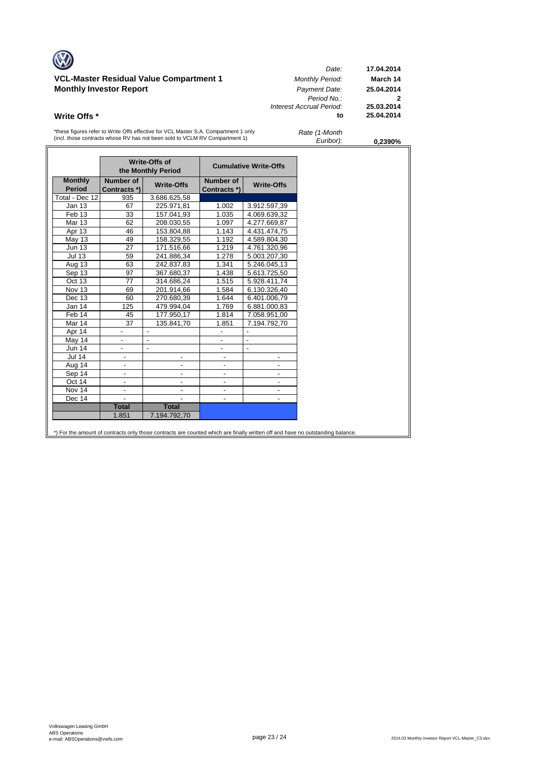## VCL-Master Residual Value Compartment 1
## Monthly Investor Report

| | |
|---|---|
| *Date:* | **17.04.2014** |
| *Monthly Period:* | **March 14** |
| *Payment Date:* | **25.04.2014** |
| *Period No.:* | **2** |
| *Interest Accrual Period:* | **25.03.2014** |
| **to** | **25.04.2014** |
| *Rate (1-Month Euribor):* | **0,2390%** |

### Write Offs *

*these figures refer to Write Offs effective for VCL Master S.A. Compartment 1 only (incl. those contracts whose RV has not been sold to VCLM RV Compartment 1)

| | Write-Offs of the Monthly Period | | Cumulative Write-Offs | |
|---|---|---|---|---|
| **Monthly Period** | **Number of Contracts *)** | **Write-Offs** | **Number of Contracts *)** | **Write-Offs** |
| Total - Dec 12 | 935 | 3.686.625,58 | | |
| Jan 13 | 67 | 225.971,81 | 1.002 | 3.912.597,39 |
| Feb 13 | 33 | 157.041,93 | 1.035 | 4.069.639,32 |
| Mar 13 | 62 | 208.030,55 | 1.097 | 4.277.669,87 |
| Apr 13 | 46 | 153.804,88 | 1.143 | 4.431.474,75 |
| May 13 | 49 | 158.329,55 | 1.192 | 4.589.804,30 |
| Jun 13 | 27 | 171.516,66 | 1.219 | 4.761.320,96 |
| Jul 13 | 59 | 241.886,34 | 1.278 | 5.003.207,30 |
| Aug 13 | 63 | 242.837,83 | 1.341 | 5.246.045,13 |
| Sep 13 | 97 | 367.680,37 | 1.438 | 5.613.725,50 |
| Oct 13 | 77 | 314.686,24 | 1.515 | 5.928.411,74 |
| Nov 13 | 69 | 201.914,66 | 1.584 | 6.130.326,40 |
| Dec 13 | 60 | 270.680,39 | 1.644 | 6.401.006,79 |
| Jan 14 | 125 | 479.994,04 | 1.769 | 6.881.000,83 |
| Feb 14 | 45 | 177.950,17 | 1.814 | 7.058.951,00 |
| Mar 14 | 37 | 135.841,70 | 1.851 | 7.194.792,70 |
| Apr 14 | - | - | - | - |
| May 14 | - | - | - | - |
| Jun 14 | - | - | - | - |
| Jul 14 | - | - | - | - |
| Aug 14 | - | - | - | - |
| Sep 14 | - | - | - | - |
| Oct 14 | - | - | - | - |
| Nov 14 | - | - | - | - |
| Dec 14 | - | - | - | - |
| | **Total** | **Total** | | |
| | 1.851 | 7.194.792,70 | | |

*) For the amount of contracts only those contracts are counted which are finally written off and have no outstanding balance.

Volkswagen Leasing GmbH
ABS Operations
e-mail: ABSOperations@vwfs.com

2014.03 Monthly Investor Report VCL-Master_C3.xlsx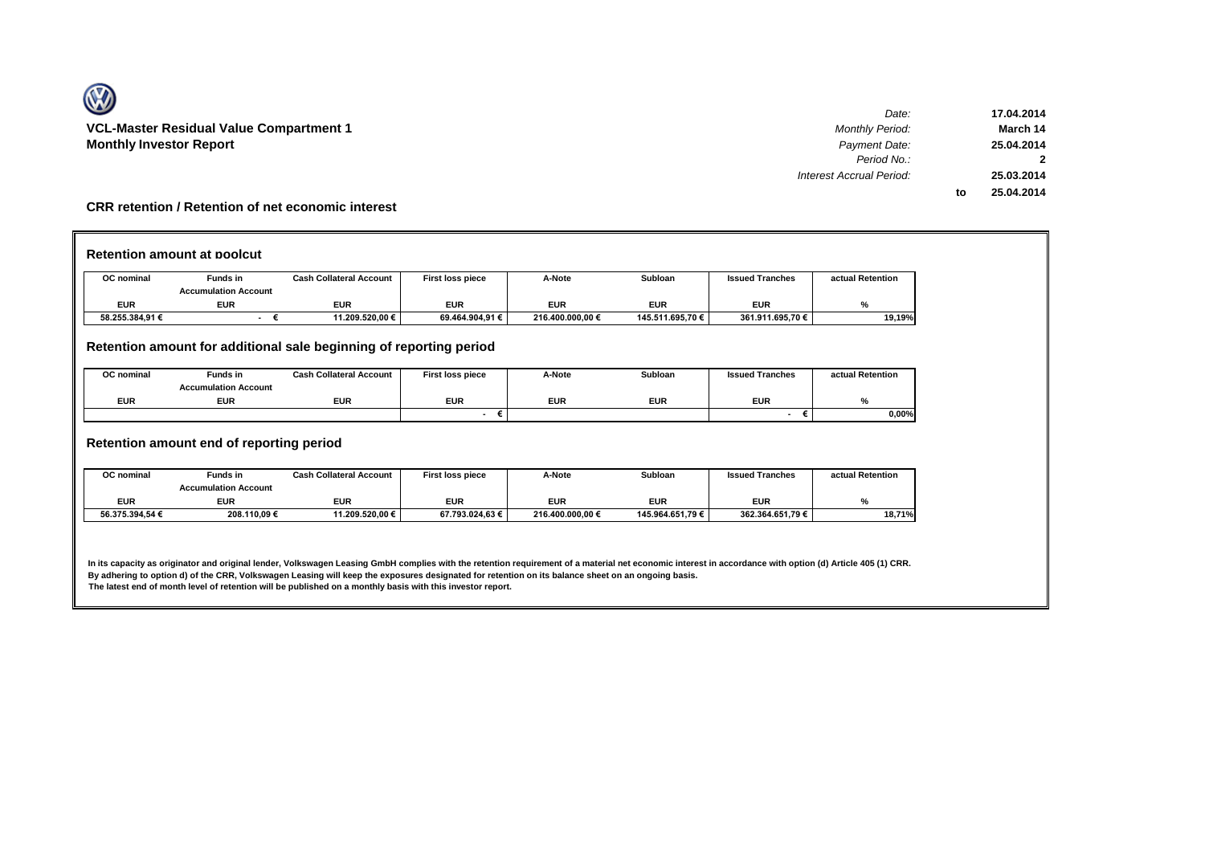**VCL-Master Residual Value Compartment 1**
**Monthly Investor Report**

| | | |
|---|---|---|
| *Date:* | | **17.04.2014** |
| *Monthly Period:* | | **March 14** |
| *Payment Date:* | | **25.04.2014** |
| *Period No.:* | | **2** |
| *Interest Accrual Period:* | | **25.03.2014** |
| | **to** | **25.04.2014** |

## CRR retention / Retention of net economic interest

### Retention amount at poolcut

| OC nominal | Funds in Accumulation Account | Cash Collateral Account | First loss piece | A-Note | Subloan | Issued Tranches | actual Retention |
|---|---|---|---|---|---|---|---|
| EUR | EUR | EUR | EUR | EUR | EUR | EUR | % |
| 58.255.384,91 € | - € | 11.209.520,00 € | 69.464.904,91 € | 216.400.000,00 € | 145.511.695,70 € | 361.911.695,70 € | 19,19% |

### Retention amount for additional sale beginning of reporting period

| OC nominal | Funds in Accumulation Account | Cash Collateral Account | First loss piece | A-Note | Subloan | Issued Tranches | actual Retention |
|---|---|---|---|---|---|---|---|
| EUR | EUR | EUR | EUR | EUR | EUR | EUR | % |
| | | | - € | | | - € | 0,00% |

### Retention amount end of reporting period

| OC nominal | Funds in Accumulation Account | Cash Collateral Account | First loss piece | A-Note | Subloan | Issued Tranches | actual Retention |
|---|---|---|---|---|---|---|---|
| EUR | EUR | EUR | EUR | EUR | EUR | EUR | % |
| 56.375.394,54 € | 208.110,09 € | 11.209.520,00 € | 67.793.024,63 € | 216.400.000,00 € | 145.964.651,79 € | 362.364.651,79 € | 18,71% |

**In its capacity as originator and original lender, Volkswagen Leasing GmbH complies with the retention requirement of a material net economic interest in accordance with option (d) Article 405 (1) CRR.**
**By adhering to option d) of the CRR, Volkswagen Leasing will keep the exposures designated for retention on its balance sheet on an ongoing basis.**
**The latest end of month level of retention will be published on a monthly basis with this investor report.**